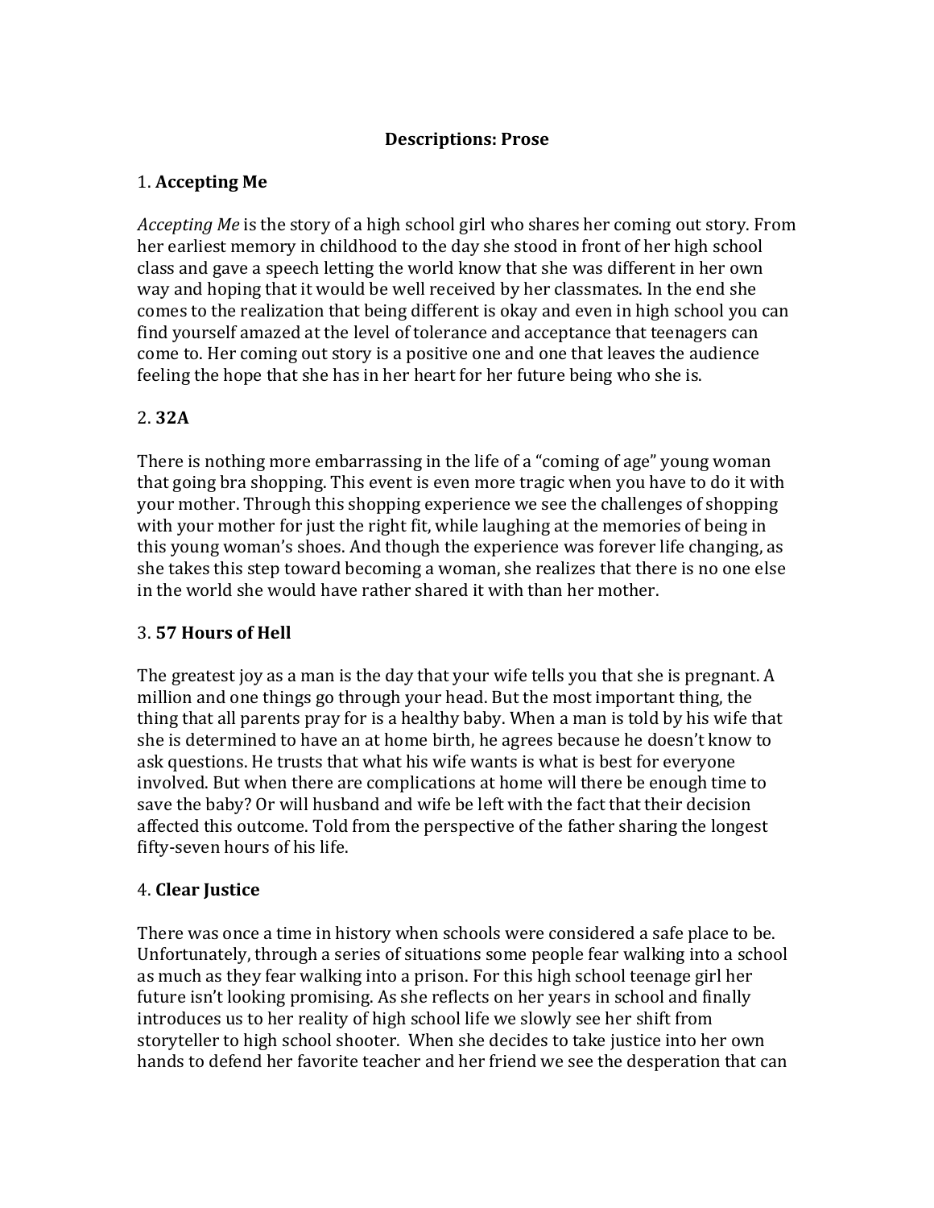# Descriptions: Prose

## 1. **Accepting Me**

*Accepting Me* is the story of a high school girl who shares her coming out story. From her earliest memory in childhood to the day she stood in front of her high school class and gave a speech letting the world know that she was different in her own way and hoping that it would be well received by her classmates. In the end she comes to the realization that being different is okay and even in high school you can find yourself amazed at the level of tolerance and acceptance that teenagers can come to. Her coming out story is a positive one and one that leaves the audience feeling the hope that she has in her heart for her future being who she is.

## 2. **32A**

There is nothing more embarrassing in the life of a "coming of age" young woman that going bra shopping. This event is even more tragic when you have to do it with your mother. Through this shopping experience we see the challenges of shopping with your mother for just the right fit, while laughing at the memories of being in this young woman's shoes. And though the experience was forever life changing, as she takes this step toward becoming a woman, she realizes that there is no one else in the world she would have rather shared it with than her mother.

## 3. **57 Hours of Hell**

The greatest joy as a man is the day that your wife tells you that she is pregnant. A million and one things go through your head. But the most important thing, the thing that all parents pray for is a healthy baby. When a man is told by his wife that she is determined to have an at home birth, he agrees because he doesn't know to ask questions. He trusts that what his wife wants is what is best for everyone involved. But when there are complications at home will there be enough time to save the baby? Or will husband and wife be left with the fact that their decision affected this outcome. Told from the perspective of the father sharing the longest fifty-seven hours of his life.

## 4. **Clear Justice**

There was once a time in history when schools were considered a safe place to be. Unfortunately, through a series of situations some people fear walking into a school as much as they fear walking into a prison. For this high school teenage girl her future isn't looking promising. As she reflects on her years in school and finally introduces us to her reality of high school life we slowly see her shift from storyteller to high school shooter. When she decides to take justice into her own hands to defend her favorite teacher and her friend we see the desperation that can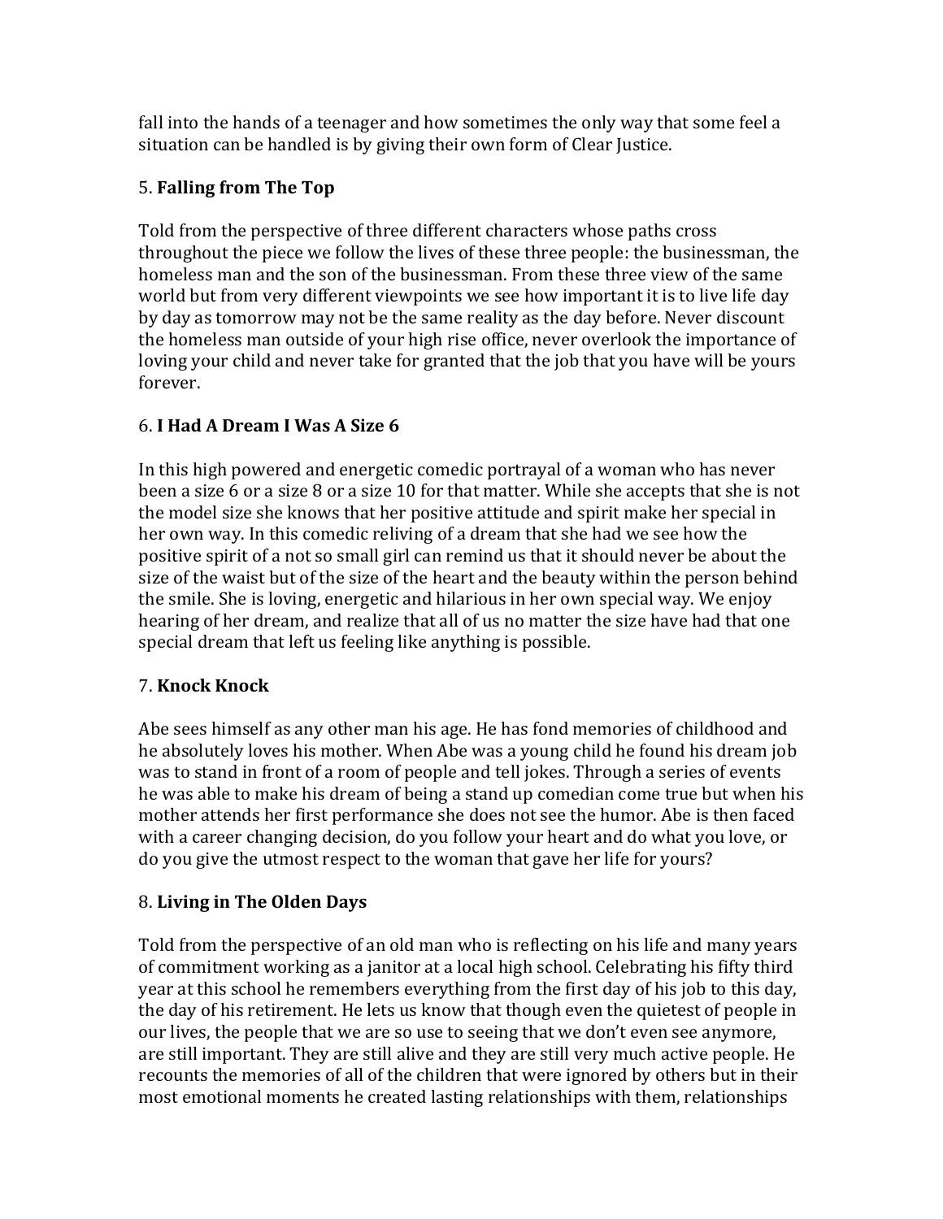fall into the hands of a teenager and how sometimes the only way that some feel a situation can be handled is by giving their own form of Clear Justice.

5. **Falling from The Top**

Told from the perspective of three different characters whose paths cross throughout the piece we follow the lives of these three people: the businessman, the homeless man and the son of the businessman. From these three view of the same world but from very different viewpoints we see how important it is to live life day by day as tomorrow may not be the same reality as the day before. Never discount the homeless man outside of your high rise office, never overlook the importance of loving your child and never take for granted that the job that you have will be yours forever.

6. **I Had A Dream I Was A Size 6**

In this high powered and energetic comedic portrayal of a woman who has never been a size 6 or a size 8 or a size 10 for that matter. While she accepts that she is not the model size she knows that her positive attitude and spirit make her special in her own way. In this comedic reliving of a dream that she had we see how the positive spirit of a not so small girl can remind us that it should never be about the size of the waist but of the size of the heart and the beauty within the person behind the smile. She is loving, energetic and hilarious in her own special way. We enjoy hearing of her dream, and realize that all of us no matter the size have had that one special dream that left us feeling like anything is possible.

7. **Knock Knock**

Abe sees himself as any other man his age. He has fond memories of childhood and he absolutely loves his mother. When Abe was a young child he found his dream job was to stand in front of a room of people and tell jokes. Through a series of events he was able to make his dream of being a stand up comedian come true but when his mother attends her first performance she does not see the humor. Abe is then faced with a career changing decision, do you follow your heart and do what you love, or do you give the utmost respect to the woman that gave her life for yours?

8. **Living in The Olden Days**

Told from the perspective of an old man who is reflecting on his life and many years of commitment working as a janitor at a local high school. Celebrating his fifty third year at this school he remembers everything from the first day of his job to this day, the day of his retirement. He lets us know that though even the quietest of people in our lives, the people that we are so use to seeing that we don't even see anymore, are still important. They are still alive and they are still very much active people. He recounts the memories of all of the children that were ignored by others but in their most emotional moments he created lasting relationships with them, relationships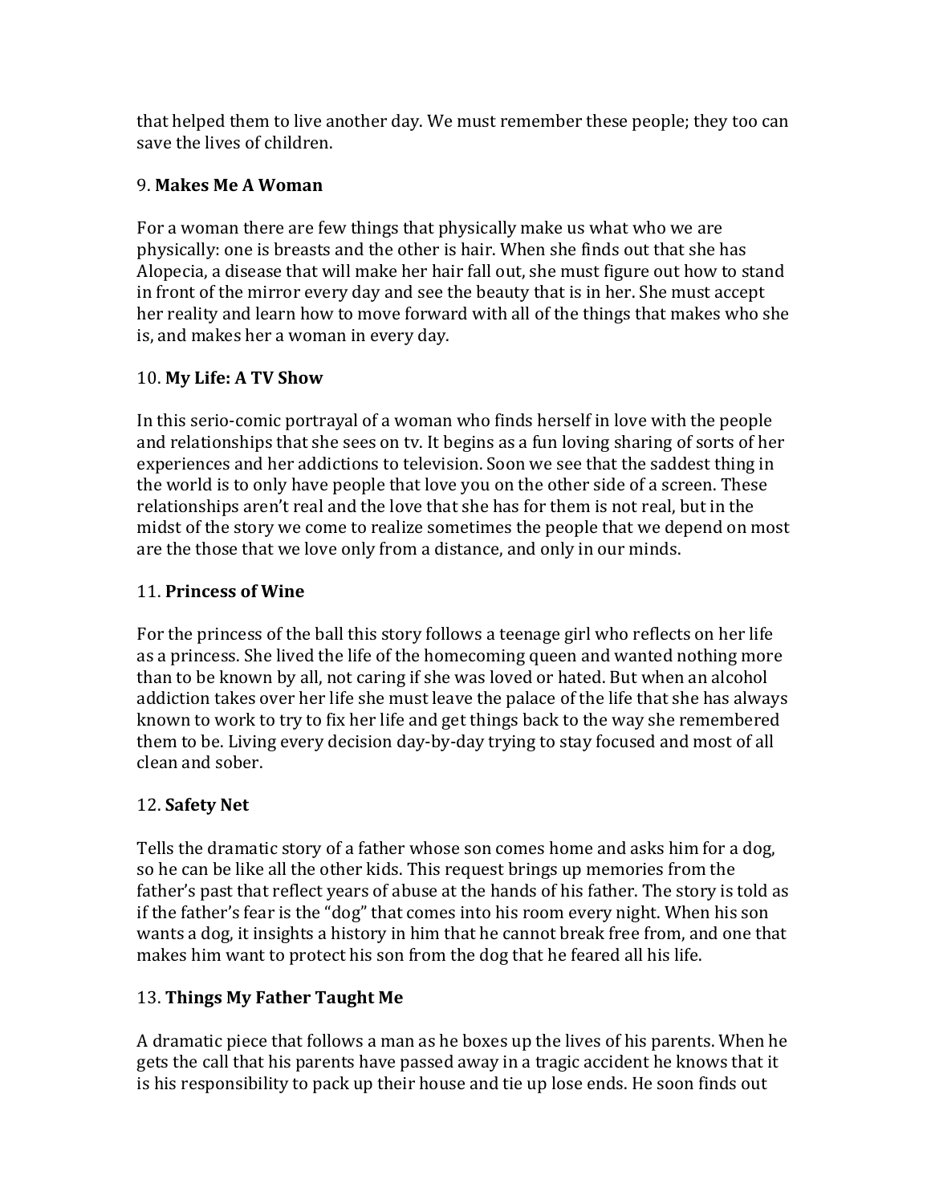that helped them to live another day. We must remember these people; they too can save the lives of children.

9. **Makes Me A Woman**

For a woman there are few things that physically make us what who we are physically: one is breasts and the other is hair. When she finds out that she has Alopecia, a disease that will make her hair fall out, she must figure out how to stand in front of the mirror every day and see the beauty that is in her. She must accept her reality and learn how to move forward with all of the things that makes who she is, and makes her a woman in every day.

10. **My Life: A TV Show**

In this serio-comic portrayal of a woman who finds herself in love with the people and relationships that she sees on tv. It begins as a fun loving sharing of sorts of her experiences and her addictions to television. Soon we see that the saddest thing in the world is to only have people that love you on the other side of a screen. These relationships aren't real and the love that she has for them is not real, but in the midst of the story we come to realize sometimes the people that we depend on most are the those that we love only from a distance, and only in our minds.

11. **Princess of Wine**

For the princess of the ball this story follows a teenage girl who reflects on her life as a princess. She lived the life of the homecoming queen and wanted nothing more than to be known by all, not caring if she was loved or hated. But when an alcohol addiction takes over her life she must leave the palace of the life that she has always known to work to try to fix her life and get things back to the way she remembered them to be. Living every decision day-by-day trying to stay focused and most of all clean and sober.

12. **Safety Net**

Tells the dramatic story of a father whose son comes home and asks him for a dog, so he can be like all the other kids. This request brings up memories from the father's past that reflect years of abuse at the hands of his father. The story is told as if the father's fear is the "dog" that comes into his room every night. When his son wants a dog, it insights a history in him that he cannot break free from, and one that makes him want to protect his son from the dog that he feared all his life.

13. **Things My Father Taught Me**

A dramatic piece that follows a man as he boxes up the lives of his parents. When he gets the call that his parents have passed away in a tragic accident he knows that it is his responsibility to pack up their house and tie up lose ends. He soon finds out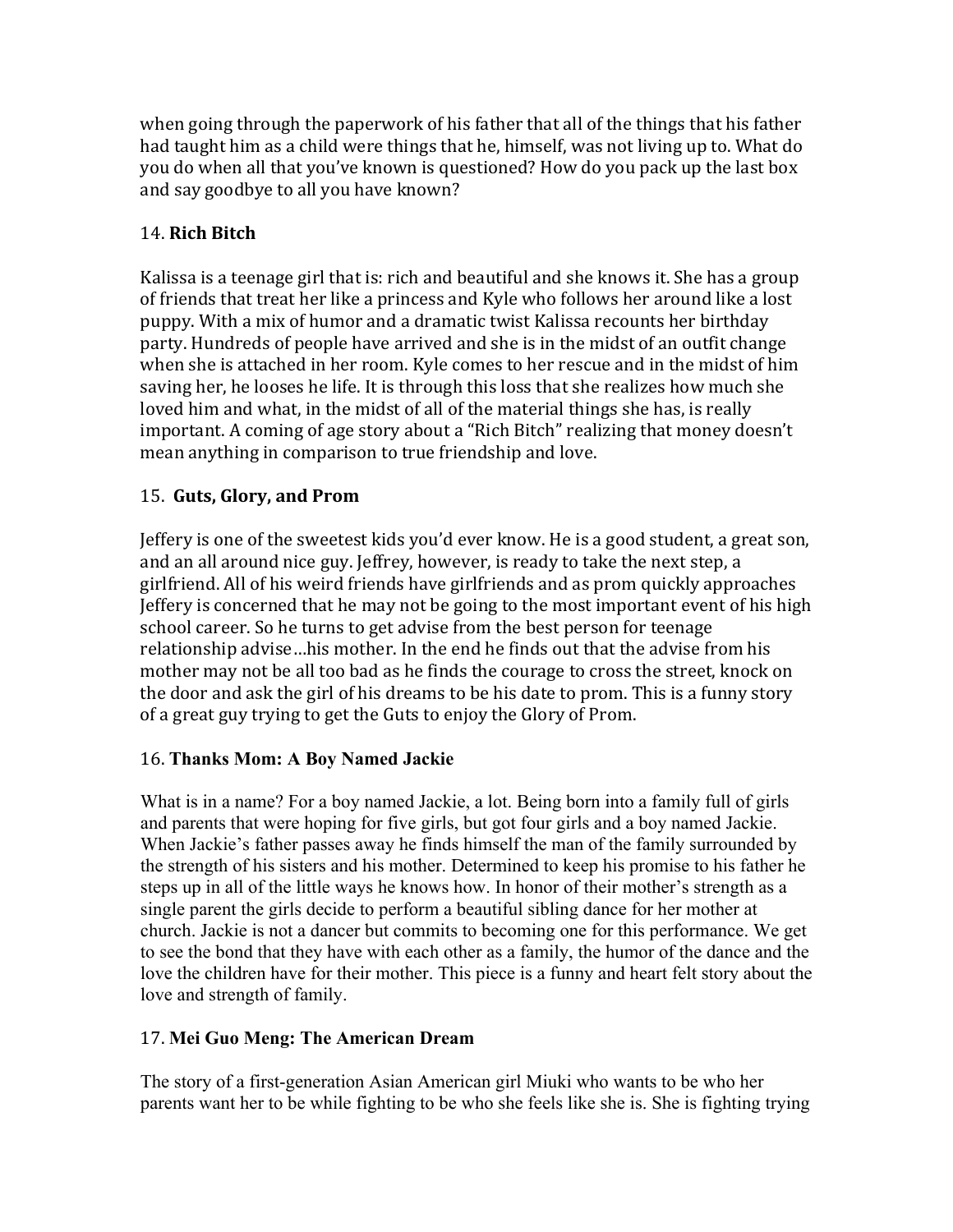when going through the paperwork of his father that all of the things that his father had taught him as a child were things that he, himself, was not living up to. What do you do when all that you've known is questioned? How do you pack up the last box and say goodbye to all you have known?

14. **Rich Bitch**

Kalissa is a teenage girl that is: rich and beautiful and she knows it. She has a group of friends that treat her like a princess and Kyle who follows her around like a lost puppy. With a mix of humor and a dramatic twist Kalissa recounts her birthday party. Hundreds of people have arrived and she is in the midst of an outfit change when she is attached in her room. Kyle comes to her rescue and in the midst of him saving her, he looses he life. It is through this loss that she realizes how much she loved him and what, in the midst of all of the material things she has, is really important. A coming of age story about a "Rich Bitch" realizing that money doesn't mean anything in comparison to true friendship and love.

15. **Guts, Glory, and Prom**

Jeffery is one of the sweetest kids you'd ever know. He is a good student, a great son, and an all around nice guy. Jeffrey, however, is ready to take the next step, a girlfriend. All of his weird friends have girlfriends and as prom quickly approaches Jeffery is concerned that he may not be going to the most important event of his high school career. So he turns to get advise from the best person for teenage relationship advise…his mother. In the end he finds out that the advise from his mother may not be all too bad as he finds the courage to cross the street, knock on the door and ask the girl of his dreams to be his date to prom. This is a funny story of a great guy trying to get the Guts to enjoy the Glory of Prom.

16. **Thanks Mom: A Boy Named Jackie**

What is in a name? For a boy named Jackie, a lot. Being born into a family full of girls and parents that were hoping for five girls, but got four girls and a boy named Jackie. When Jackie's father passes away he finds himself the man of the family surrounded by the strength of his sisters and his mother. Determined to keep his promise to his father he steps up in all of the little ways he knows how. In honor of their mother's strength as a single parent the girls decide to perform a beautiful sibling dance for her mother at church. Jackie is not a dancer but commits to becoming one for this performance. We get to see the bond that they have with each other as a family, the humor of the dance and the love the children have for their mother. This piece is a funny and heart felt story about the love and strength of family.

17. **Mei Guo Meng: The American Dream**

The story of a first-generation Asian American girl Miuki who wants to be who her parents want her to be while fighting to be who she feels like she is. She is fighting trying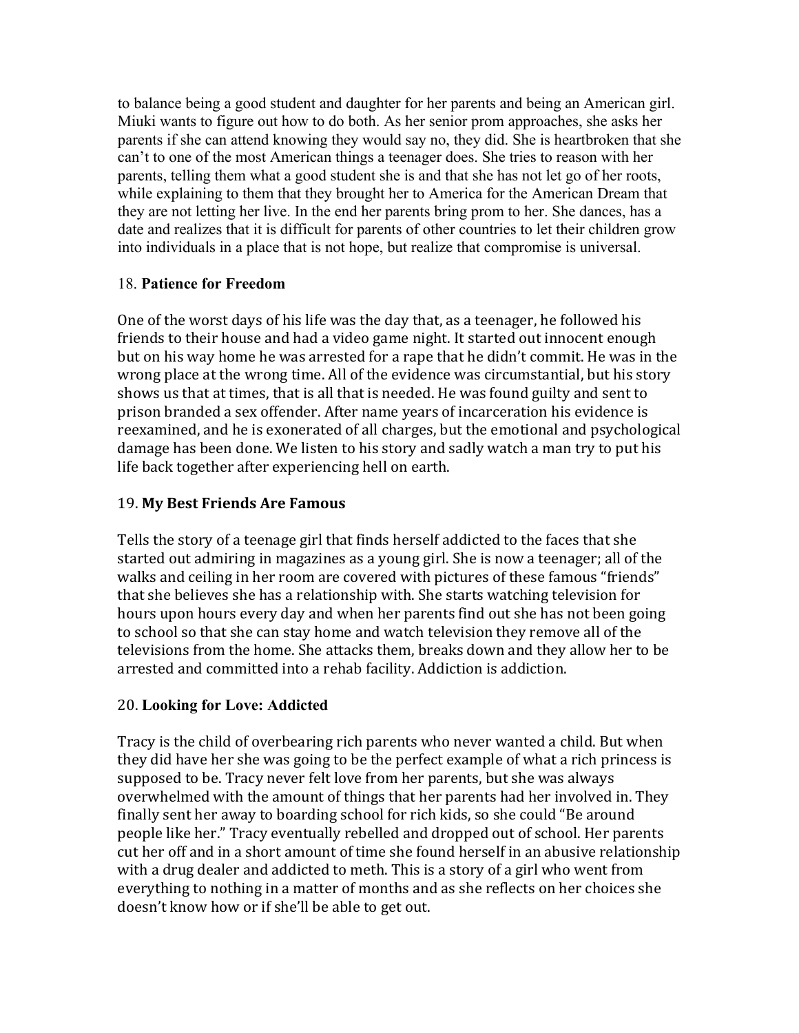to balance being a good student and daughter for her parents and being an American girl. Miuki wants to figure out how to do both. As her senior prom approaches, she asks her parents if she can attend knowing they would say no, they did. She is heartbroken that she can't to one of the most American things a teenager does. She tries to reason with her parents, telling them what a good student she is and that she has not let go of her roots, while explaining to them that they brought her to America for the American Dream that they are not letting her live. In the end her parents bring prom to her. She dances, has a date and realizes that it is difficult for parents of other countries to let their children grow into individuals in a place that is not hope, but realize that compromise is universal.

18. **Patience for Freedom**

One of the worst days of his life was the day that, as a teenager, he followed his friends to their house and had a video game night. It started out innocent enough but on his way home he was arrested for a rape that he didn't commit. He was in the wrong place at the wrong time. All of the evidence was circumstantial, but his story shows us that at times, that is all that is needed. He was found guilty and sent to prison branded a sex offender. After name years of incarceration his evidence is reexamined, and he is exonerated of all charges, but the emotional and psychological damage has been done. We listen to his story and sadly watch a man try to put his life back together after experiencing hell on earth.

19. **My Best Friends Are Famous**

Tells the story of a teenage girl that finds herself addicted to the faces that she started out admiring in magazines as a young girl. She is now a teenager; all of the walks and ceiling in her room are covered with pictures of these famous "friends" that she believes she has a relationship with. She starts watching television for hours upon hours every day and when her parents find out she has not been going to school so that she can stay home and watch television they remove all of the televisions from the home. She attacks them, breaks down and they allow her to be arrested and committed into a rehab facility. Addiction is addiction.

20. **Looking for Love: Addicted**

Tracy is the child of overbearing rich parents who never wanted a child. But when they did have her she was going to be the perfect example of what a rich princess is supposed to be. Tracy never felt love from her parents, but she was always overwhelmed with the amount of things that her parents had her involved in. They finally sent her away to boarding school for rich kids, so she could "Be around people like her." Tracy eventually rebelled and dropped out of school. Her parents cut her off and in a short amount of time she found herself in an abusive relationship with a drug dealer and addicted to meth. This is a story of a girl who went from everything to nothing in a matter of months and as she reflects on her choices she doesn't know how or if she'll be able to get out.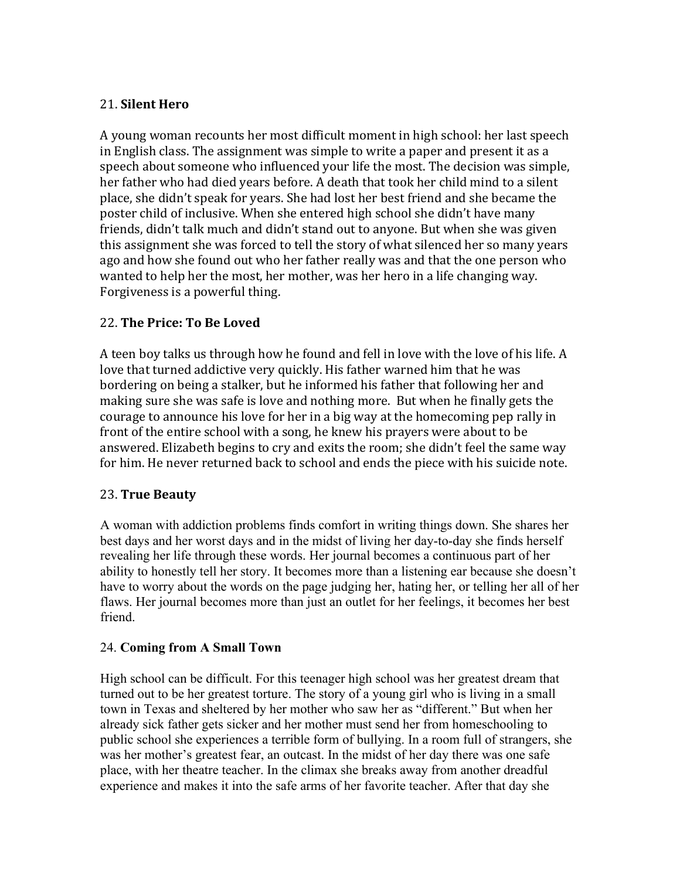21. **Silent Hero**

A young woman recounts her most difficult moment in high school: her last speech in English class. The assignment was simple to write a paper and present it as a speech about someone who influenced your life the most. The decision was simple, her father who had died years before. A death that took her child mind to a silent place, she didn't speak for years. She had lost her best friend and she became the poster child of inclusive. When she entered high school she didn't have many friends, didn't talk much and didn't stand out to anyone. But when she was given this assignment she was forced to tell the story of what silenced her so many years ago and how she found out who her father really was and that the one person who wanted to help her the most, her mother, was her hero in a life changing way. Forgiveness is a powerful thing.

22. **The Price: To Be Loved**

A teen boy talks us through how he found and fell in love with the love of his life. A love that turned addictive very quickly. His father warned him that he was bordering on being a stalker, but he informed his father that following her and making sure she was safe is love and nothing more. But when he finally gets the courage to announce his love for her in a big way at the homecoming pep rally in front of the entire school with a song, he knew his prayers were about to be answered. Elizabeth begins to cry and exits the room; she didn't feel the same way for him. He never returned back to school and ends the piece with his suicide note.

23. **True Beauty**

A woman with addiction problems finds comfort in writing things down. She shares her best days and her worst days and in the midst of living her day-to-day she finds herself revealing her life through these words. Her journal becomes a continuous part of her ability to honestly tell her story. It becomes more than a listening ear because she doesn't have to worry about the words on the page judging her, hating her, or telling her all of her flaws. Her journal becomes more than just an outlet for her feelings, it becomes her best friend.

24. **Coming from A Small Town**

High school can be difficult. For this teenager high school was her greatest dream that turned out to be her greatest torture. The story of a young girl who is living in a small town in Texas and sheltered by her mother who saw her as "different." But when her already sick father gets sicker and her mother must send her from homeschooling to public school she experiences a terrible form of bullying. In a room full of strangers, she was her mother's greatest fear, an outcast. In the midst of her day there was one safe place, with her theatre teacher. In the climax she breaks away from another dreadful experience and makes it into the safe arms of her favorite teacher. After that day she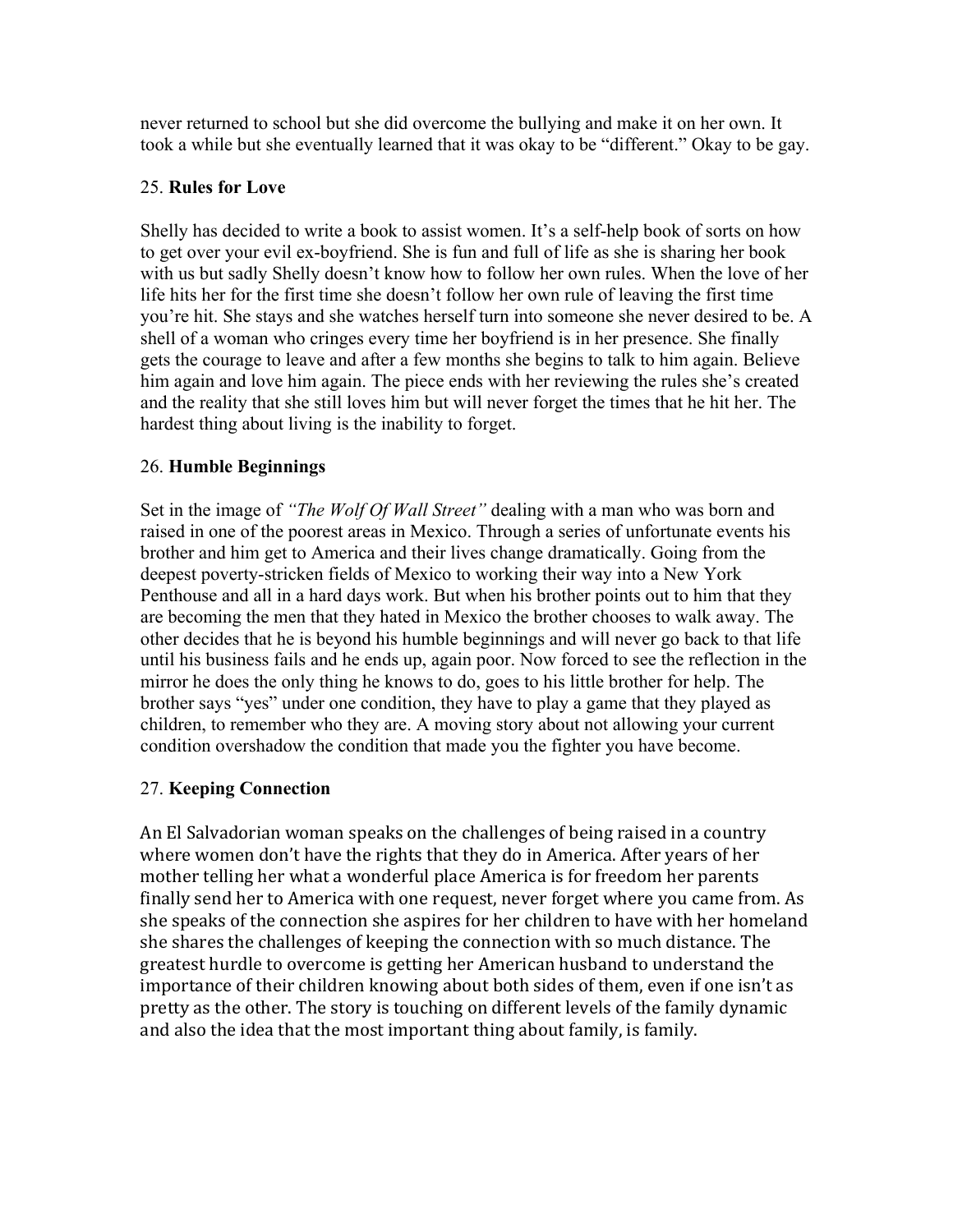never returned to school but she did overcome the bullying and make it on her own. It took a while but she eventually learned that it was okay to be "different." Okay to be gay.

25. **Rules for Love**

Shelly has decided to write a book to assist women. It's a self-help book of sorts on how to get over your evil ex-boyfriend. She is fun and full of life as she is sharing her book with us but sadly Shelly doesn't know how to follow her own rules. When the love of her life hits her for the first time she doesn't follow her own rule of leaving the first time you're hit. She stays and she watches herself turn into someone she never desired to be. A shell of a woman who cringes every time her boyfriend is in her presence. She finally gets the courage to leave and after a few months she begins to talk to him again. Believe him again and love him again. The piece ends with her reviewing the rules she's created and the reality that she still loves him but will never forget the times that he hit her. The hardest thing about living is the inability to forget.

26. **Humble Beginnings**

Set in the image of *"The Wolf Of Wall Street"* dealing with a man who was born and raised in one of the poorest areas in Mexico. Through a series of unfortunate events his brother and him get to America and their lives change dramatically. Going from the deepest poverty-stricken fields of Mexico to working their way into a New York Penthouse and all in a hard days work. But when his brother points out to him that they are becoming the men that they hated in Mexico the brother chooses to walk away. The other decides that he is beyond his humble beginnings and will never go back to that life until his business fails and he ends up, again poor. Now forced to see the reflection in the mirror he does the only thing he knows to do, goes to his little brother for help. The brother says "yes" under one condition, they have to play a game that they played as children, to remember who they are. A moving story about not allowing your current condition overshadow the condition that made you the fighter you have become.

27. **Keeping Connection**

An El Salvadorian woman speaks on the challenges of being raised in a country where women don't have the rights that they do in America. After years of her mother telling her what a wonderful place America is for freedom her parents finally send her to America with one request, never forget where you came from. As she speaks of the connection she aspires for her children to have with her homeland she shares the challenges of keeping the connection with so much distance. The greatest hurdle to overcome is getting her American husband to understand the importance of their children knowing about both sides of them, even if one isn't as pretty as the other. The story is touching on different levels of the family dynamic and also the idea that the most important thing about family, is family.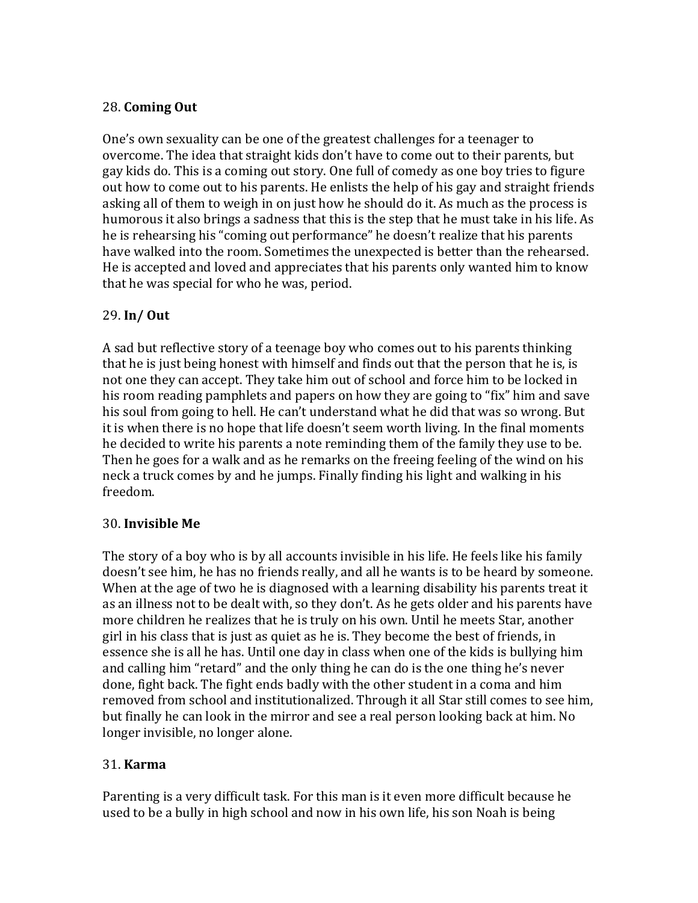28. **Coming Out**

One's own sexuality can be one of the greatest challenges for a teenager to overcome. The idea that straight kids don't have to come out to their parents, but gay kids do. This is a coming out story. One full of comedy as one boy tries to figure out how to come out to his parents. He enlists the help of his gay and straight friends asking all of them to weigh in on just how he should do it. As much as the process is humorous it also brings a sadness that this is the step that he must take in his life. As he is rehearsing his "coming out performance" he doesn't realize that his parents have walked into the room. Sometimes the unexpected is better than the rehearsed. He is accepted and loved and appreciates that his parents only wanted him to know that he was special for who he was, period.

29. **In/ Out**

A sad but reflective story of a teenage boy who comes out to his parents thinking that he is just being honest with himself and finds out that the person that he is, is not one they can accept. They take him out of school and force him to be locked in his room reading pamphlets and papers on how they are going to "fix" him and save his soul from going to hell. He can't understand what he did that was so wrong. But it is when there is no hope that life doesn't seem worth living. In the final moments he decided to write his parents a note reminding them of the family they use to be. Then he goes for a walk and as he remarks on the freeing feeling of the wind on his neck a truck comes by and he jumps. Finally finding his light and walking in his freedom.

30. **Invisible Me**

The story of a boy who is by all accounts invisible in his life. He feels like his family doesn't see him, he has no friends really, and all he wants is to be heard by someone. When at the age of two he is diagnosed with a learning disability his parents treat it as an illness not to be dealt with, so they don't. As he gets older and his parents have more children he realizes that he is truly on his own. Until he meets Star, another girl in his class that is just as quiet as he is. They become the best of friends, in essence she is all he has. Until one day in class when one of the kids is bullying him and calling him "retard" and the only thing he can do is the one thing he's never done, fight back. The fight ends badly with the other student in a coma and him removed from school and institutionalized. Through it all Star still comes to see him, but finally he can look in the mirror and see a real person looking back at him. No longer invisible, no longer alone.

31. **Karma**

Parenting is a very difficult task. For this man is it even more difficult because he used to be a bully in high school and now in his own life, his son Noah is being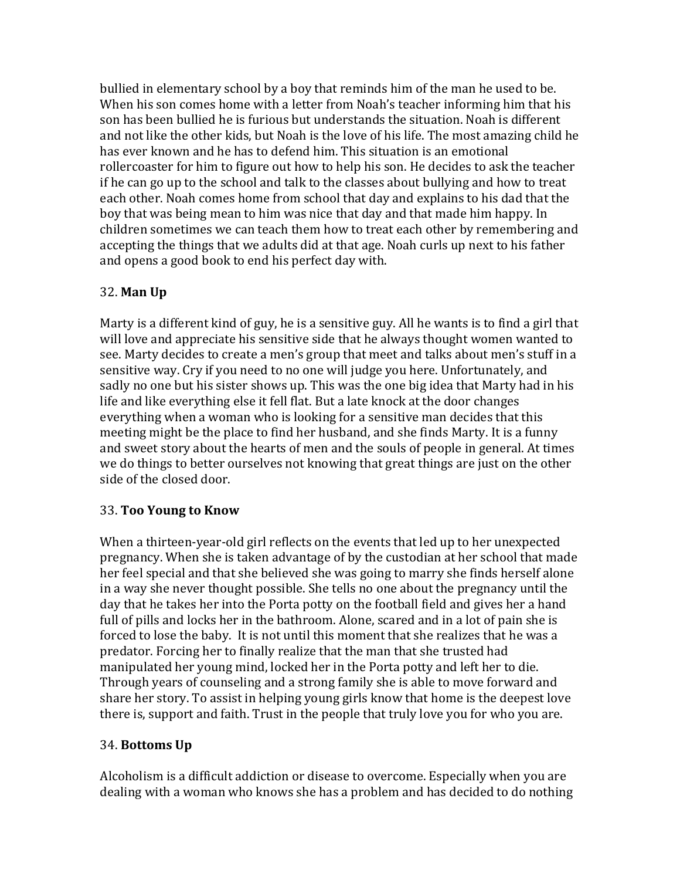bullied in elementary school by a boy that reminds him of the man he used to be. When his son comes home with a letter from Noah's teacher informing him that his son has been bullied he is furious but understands the situation. Noah is different and not like the other kids, but Noah is the love of his life. The most amazing child he has ever known and he has to defend him. This situation is an emotional rollercoaster for him to figure out how to help his son. He decides to ask the teacher if he can go up to the school and talk to the classes about bullying and how to treat each other. Noah comes home from school that day and explains to his dad that the boy that was being mean to him was nice that day and that made him happy. In children sometimes we can teach them how to treat each other by remembering and accepting the things that we adults did at that age. Noah curls up next to his father and opens a good book to end his perfect day with.

32. **Man Up**

Marty is a different kind of guy, he is a sensitive guy. All he wants is to find a girl that will love and appreciate his sensitive side that he always thought women wanted to see. Marty decides to create a men's group that meet and talks about men's stuff in a sensitive way. Cry if you need to no one will judge you here. Unfortunately, and sadly no one but his sister shows up. This was the one big idea that Marty had in his life and like everything else it fell flat. But a late knock at the door changes everything when a woman who is looking for a sensitive man decides that this meeting might be the place to find her husband, and she finds Marty. It is a funny and sweet story about the hearts of men and the souls of people in general. At times we do things to better ourselves not knowing that great things are just on the other side of the closed door.

33. **Too Young to Know**

When a thirteen-year-old girl reflects on the events that led up to her unexpected pregnancy. When she is taken advantage of by the custodian at her school that made her feel special and that she believed she was going to marry she finds herself alone in a way she never thought possible. She tells no one about the pregnancy until the day that he takes her into the Porta potty on the football field and gives her a hand full of pills and locks her in the bathroom. Alone, scared and in a lot of pain she is forced to lose the baby. It is not until this moment that she realizes that he was a predator. Forcing her to finally realize that the man that she trusted had manipulated her young mind, locked her in the Porta potty and left her to die. Through years of counseling and a strong family she is able to move forward and share her story. To assist in helping young girls know that home is the deepest love there is, support and faith. Trust in the people that truly love you for who you are.

34. **Bottoms Up**

Alcoholism is a difficult addiction or disease to overcome. Especially when you are dealing with a woman who knows she has a problem and has decided to do nothing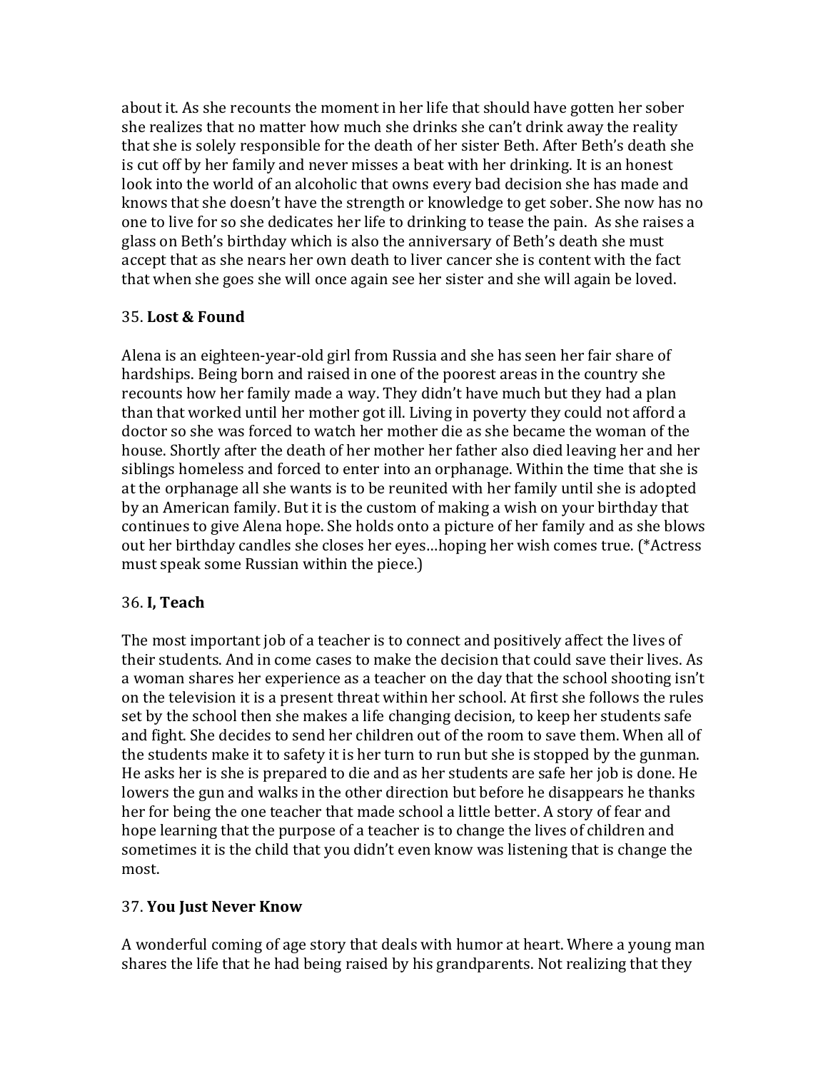about it. As she recounts the moment in her life that should have gotten her sober she realizes that no matter how much she drinks she can't drink away the reality that she is solely responsible for the death of her sister Beth. After Beth's death she is cut off by her family and never misses a beat with her drinking. It is an honest look into the world of an alcoholic that owns every bad decision she has made and knows that she doesn't have the strength or knowledge to get sober. She now has no one to live for so she dedicates her life to drinking to tease the pain. As she raises a glass on Beth's birthday which is also the anniversary of Beth's death she must accept that as she nears her own death to liver cancer she is content with the fact that when she goes she will once again see her sister and she will again be loved.

35. **Lost & Found**

Alena is an eighteen-year-old girl from Russia and she has seen her fair share of hardships. Being born and raised in one of the poorest areas in the country she recounts how her family made a way. They didn't have much but they had a plan than that worked until her mother got ill. Living in poverty they could not afford a doctor so she was forced to watch her mother die as she became the woman of the house. Shortly after the death of her mother her father also died leaving her and her siblings homeless and forced to enter into an orphanage. Within the time that she is at the orphanage all she wants is to be reunited with her family until she is adopted by an American family. But it is the custom of making a wish on your birthday that continues to give Alena hope. She holds onto a picture of her family and as she blows out her birthday candles she closes her eyes…hoping her wish comes true. (*Actress must speak some Russian within the piece.)

36. **I, Teach**

The most important job of a teacher is to connect and positively affect the lives of their students. And in come cases to make the decision that could save their lives. As a woman shares her experience as a teacher on the day that the school shooting isn't on the television it is a present threat within her school. At first she follows the rules set by the school then she makes a life changing decision, to keep her students safe and fight. She decides to send her children out of the room to save them. When all of the students make it to safety it is her turn to run but she is stopped by the gunman. He asks her is she is prepared to die and as her students are safe her job is done. He lowers the gun and walks in the other direction but before he disappears he thanks her for being the one teacher that made school a little better. A story of fear and hope learning that the purpose of a teacher is to change the lives of children and sometimes it is the child that you didn't even know was listening that is change the most.

37. **You Just Never Know**

A wonderful coming of age story that deals with humor at heart. Where a young man shares the life that he had being raised by his grandparents. Not realizing that they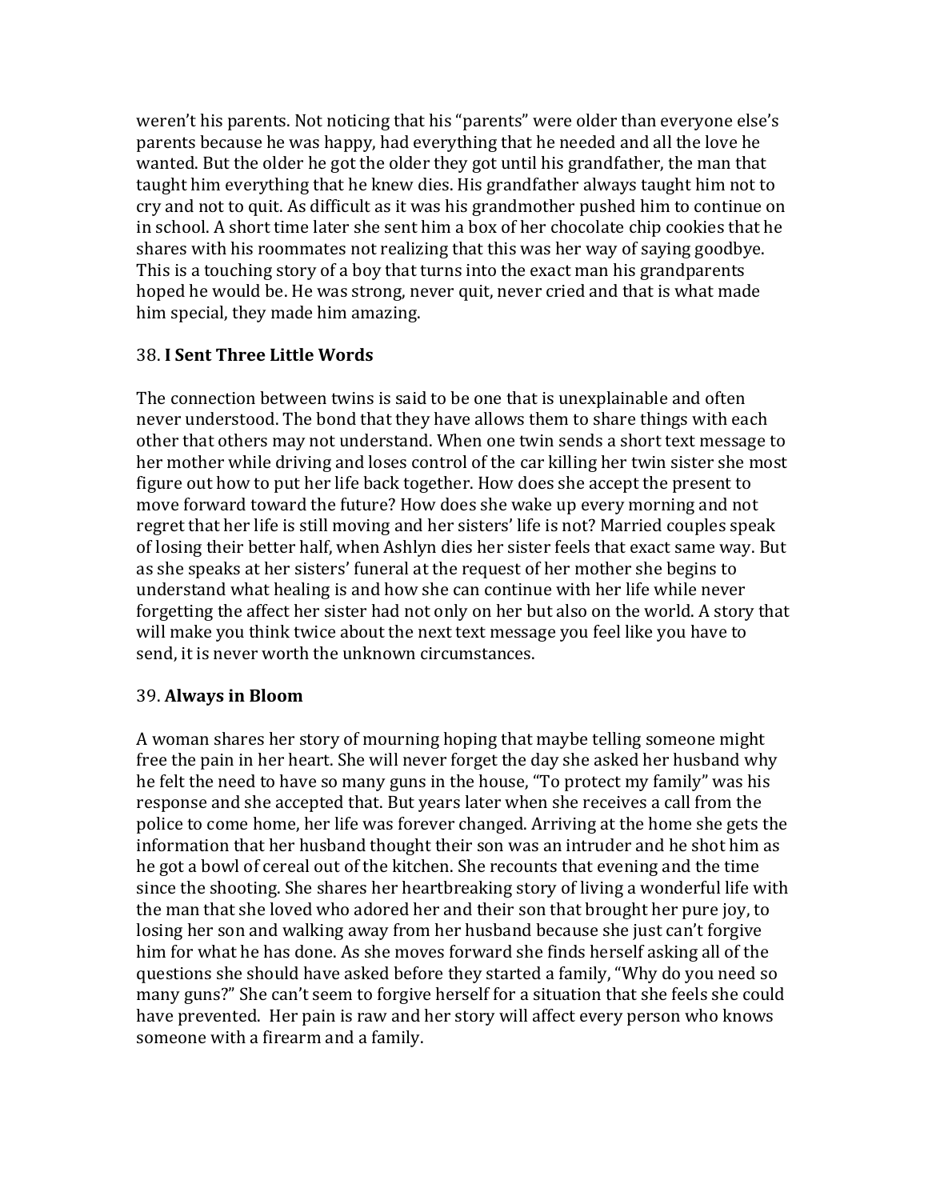weren't his parents. Not noticing that his "parents" were older than everyone else's parents because he was happy, had everything that he needed and all the love he wanted. But the older he got the older they got until his grandfather, the man that taught him everything that he knew dies. His grandfather always taught him not to cry and not to quit. As difficult as it was his grandmother pushed him to continue on in school. A short time later she sent him a box of her chocolate chip cookies that he shares with his roommates not realizing that this was her way of saying goodbye. This is a touching story of a boy that turns into the exact man his grandparents hoped he would be. He was strong, never quit, never cried and that is what made him special, they made him amazing.

38. **I Sent Three Little Words**

The connection between twins is said to be one that is unexplainable and often never understood. The bond that they have allows them to share things with each other that others may not understand. When one twin sends a short text message to her mother while driving and loses control of the car killing her twin sister she most figure out how to put her life back together. How does she accept the present to move forward toward the future? How does she wake up every morning and not regret that her life is still moving and her sisters' life is not? Married couples speak of losing their better half, when Ashlyn dies her sister feels that exact same way. But as she speaks at her sisters' funeral at the request of her mother she begins to understand what healing is and how she can continue with her life while never forgetting the affect her sister had not only on her but also on the world. A story that will make you think twice about the next text message you feel like you have to send, it is never worth the unknown circumstances.

39. **Always in Bloom**

A woman shares her story of mourning hoping that maybe telling someone might free the pain in her heart. She will never forget the day she asked her husband why he felt the need to have so many guns in the house, "To protect my family" was his response and she accepted that. But years later when she receives a call from the police to come home, her life was forever changed. Arriving at the home she gets the information that her husband thought their son was an intruder and he shot him as he got a bowl of cereal out of the kitchen. She recounts that evening and the time since the shooting. She shares her heartbreaking story of living a wonderful life with the man that she loved who adored her and their son that brought her pure joy, to losing her son and walking away from her husband because she just can't forgive him for what he has done. As she moves forward she finds herself asking all of the questions she should have asked before they started a family, "Why do you need so many guns?" She can't seem to forgive herself for a situation that she feels she could have prevented. Her pain is raw and her story will affect every person who knows someone with a firearm and a family.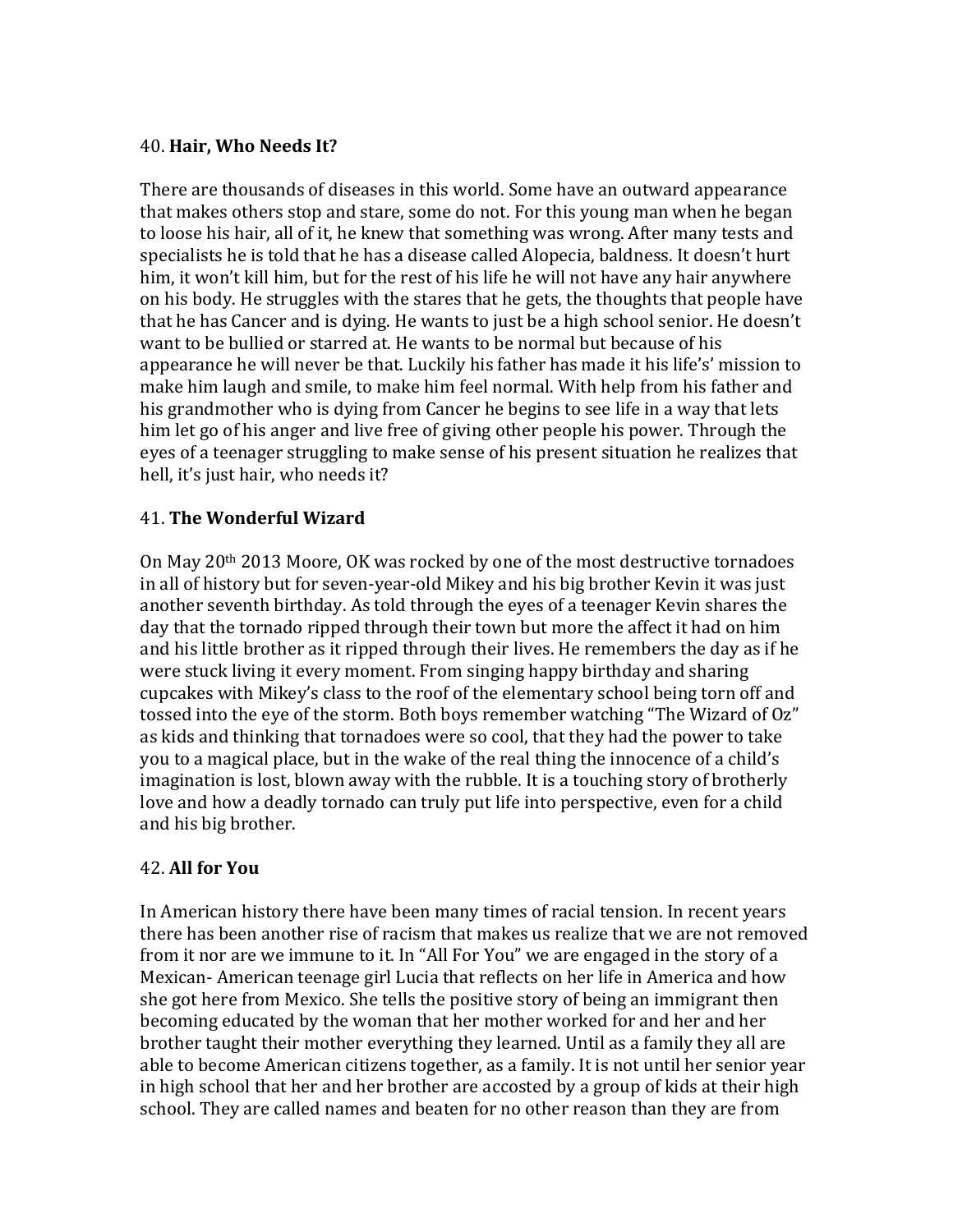40. **Hair, Who Needs It?**

There are thousands of diseases in this world. Some have an outward appearance that makes others stop and stare, some do not. For this young man when he began to loose his hair, all of it, he knew that something was wrong. After many tests and specialists he is told that he has a disease called Alopecia, baldness. It doesn't hurt him, it won't kill him, but for the rest of his life he will not have any hair anywhere on his body. He struggles with the stares that he gets, the thoughts that people have that he has Cancer and is dying. He wants to just be a high school senior. He doesn't want to be bullied or starred at. He wants to be normal but because of his appearance he will never be that. Luckily his father has made it his life's' mission to make him laugh and smile, to make him feel normal. With help from his father and his grandmother who is dying from Cancer he begins to see life in a way that lets him let go of his anger and live free of giving other people his power. Through the eyes of a teenager struggling to make sense of his present situation he realizes that hell, it's just hair, who needs it?

41. **The Wonderful Wizard**

On May 20th 2013 Moore, OK was rocked by one of the most destructive tornadoes in all of history but for seven-year-old Mikey and his big brother Kevin it was just another seventh birthday. As told through the eyes of a teenager Kevin shares the day that the tornado ripped through their town but more the affect it had on him and his little brother as it ripped through their lives. He remembers the day as if he were stuck living it every moment. From singing happy birthday and sharing cupcakes with Mikey's class to the roof of the elementary school being torn off and tossed into the eye of the storm. Both boys remember watching "The Wizard of Oz" as kids and thinking that tornadoes were so cool, that they had the power to take you to a magical place, but in the wake of the real thing the innocence of a child's imagination is lost, blown away with the rubble. It is a touching story of brotherly love and how a deadly tornado can truly put life into perspective, even for a child and his big brother.

42. **All for You**

In American history there have been many times of racial tension. In recent years there has been another rise of racism that makes us realize that we are not removed from it nor are we immune to it. In "All For You" we are engaged in the story of a Mexican- American teenage girl Lucia that reflects on her life in America and how she got here from Mexico. She tells the positive story of being an immigrant then becoming educated by the woman that her mother worked for and her and her brother taught their mother everything they learned. Until as a family they all are able to become American citizens together, as a family. It is not until her senior year in high school that her and her brother are accosted by a group of kids at their high school. They are called names and beaten for no other reason than they are from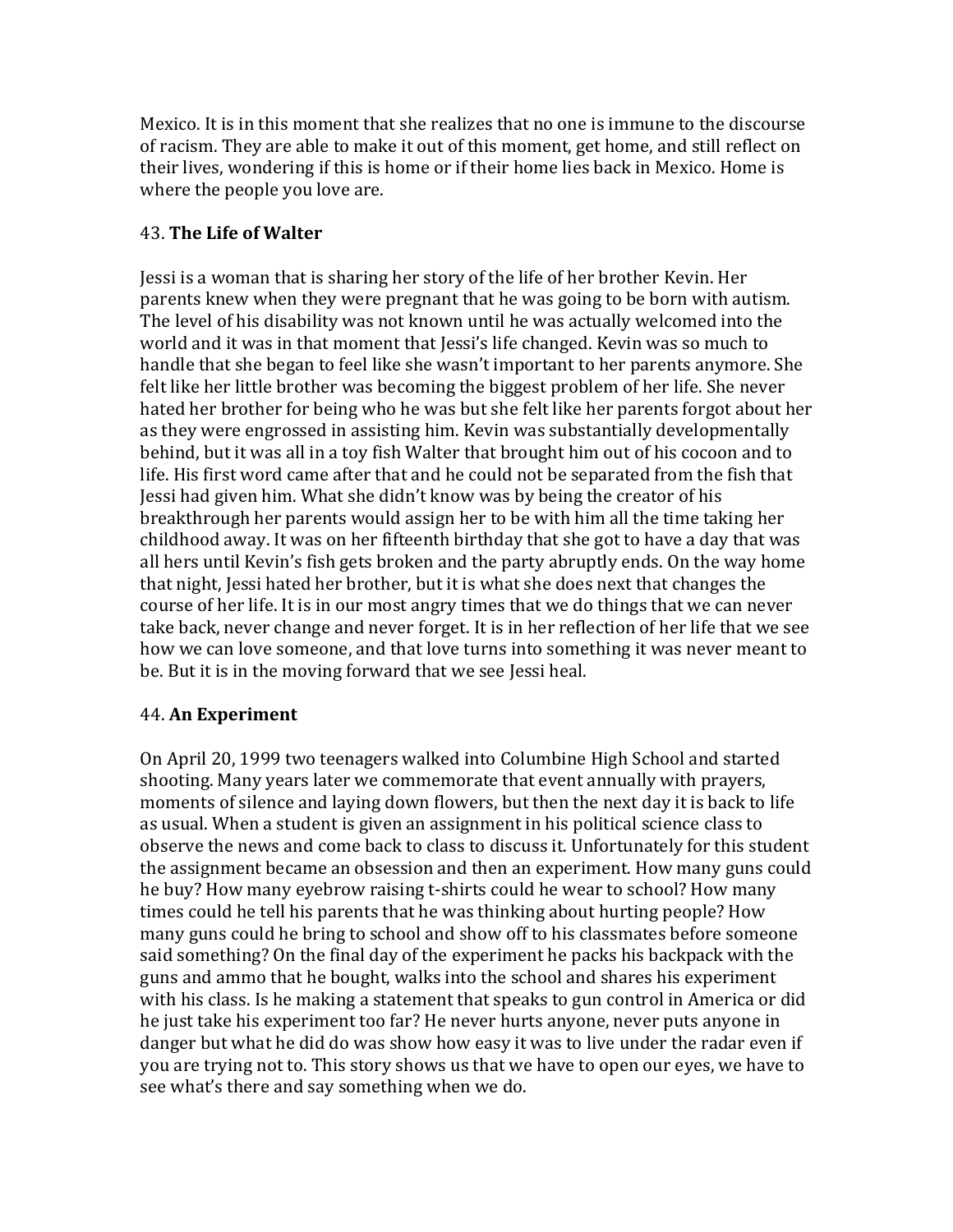Mexico. It is in this moment that she realizes that no one is immune to the discourse of racism. They are able to make it out of this moment, get home, and still reflect on their lives, wondering if this is home or if their home lies back in Mexico. Home is where the people you love are.

43. **The Life of Walter**

Jessi is a woman that is sharing her story of the life of her brother Kevin. Her parents knew when they were pregnant that he was going to be born with autism. The level of his disability was not known until he was actually welcomed into the world and it was in that moment that Jessi's life changed. Kevin was so much to handle that she began to feel like she wasn't important to her parents anymore. She felt like her little brother was becoming the biggest problem of her life. She never hated her brother for being who he was but she felt like her parents forgot about her as they were engrossed in assisting him. Kevin was substantially developmentally behind, but it was all in a toy fish Walter that brought him out of his cocoon and to life. His first word came after that and he could not be separated from the fish that Jessi had given him. What she didn't know was by being the creator of his breakthrough her parents would assign her to be with him all the time taking her childhood away. It was on her fifteenth birthday that she got to have a day that was all hers until Kevin's fish gets broken and the party abruptly ends. On the way home that night, Jessi hated her brother, but it is what she does next that changes the course of her life. It is in our most angry times that we do things that we can never take back, never change and never forget. It is in her reflection of her life that we see how we can love someone, and that love turns into something it was never meant to be. But it is in the moving forward that we see Jessi heal.

44. **An Experiment**

On April 20, 1999 two teenagers walked into Columbine High School and started shooting. Many years later we commemorate that event annually with prayers, moments of silence and laying down flowers, but then the next day it is back to life as usual. When a student is given an assignment in his political science class to observe the news and come back to class to discuss it. Unfortunately for this student the assignment became an obsession and then an experiment. How many guns could he buy? How many eyebrow raising t-shirts could he wear to school? How many times could he tell his parents that he was thinking about hurting people? How many guns could he bring to school and show off to his classmates before someone said something? On the final day of the experiment he packs his backpack with the guns and ammo that he bought, walks into the school and shares his experiment with his class. Is he making a statement that speaks to gun control in America or did he just take his experiment too far? He never hurts anyone, never puts anyone in danger but what he did do was show how easy it was to live under the radar even if you are trying not to. This story shows us that we have to open our eyes, we have to see what's there and say something when we do.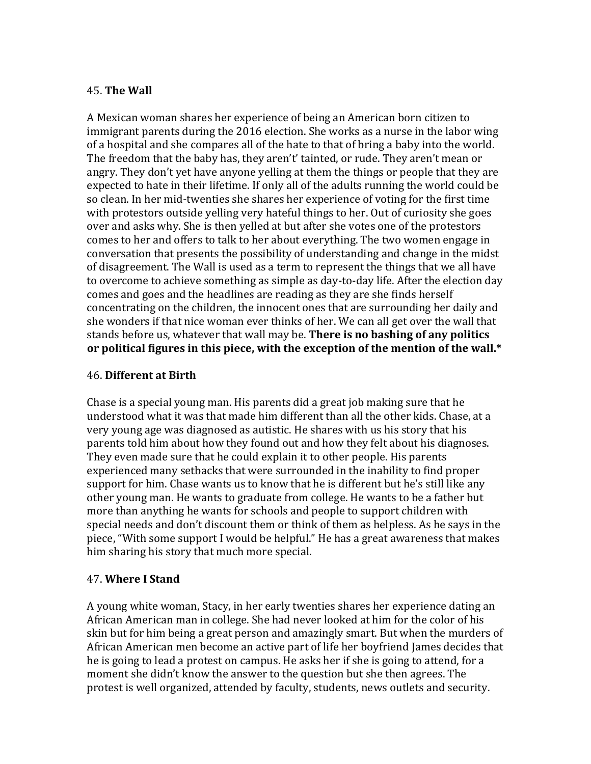45. **The Wall**

A Mexican woman shares her experience of being an American born citizen to immigrant parents during the 2016 election. She works as a nurse in the labor wing of a hospital and she compares all of the hate to that of bring a baby into the world. The freedom that the baby has, they aren't' tainted, or rude. They aren't mean or angry. They don't yet have anyone yelling at them the things or people that they are expected to hate in their lifetime. If only all of the adults running the world could be so clean. In her mid-twenties she shares her experience of voting for the first time with protestors outside yelling very hateful things to her. Out of curiosity she goes over and asks why. She is then yelled at but after she votes one of the protestors comes to her and offers to talk to her about everything. The two women engage in conversation that presents the possibility of understanding and change in the midst of disagreement. The Wall is used as a term to represent the things that we all have to overcome to achieve something as simple as day-to-day life. After the election day comes and goes and the headlines are reading as they are she finds herself concentrating on the children, the innocent ones that are surrounding her daily and she wonders if that nice woman ever thinks of her. We can all get over the wall that stands before us, whatever that wall may be. **There is no bashing of any politics or political figures in this piece, with the exception of the mention of the wall.***

46. **Different at Birth**

Chase is a special young man. His parents did a great job making sure that he understood what it was that made him different than all the other kids. Chase, at a very young age was diagnosed as autistic. He shares with us his story that his parents told him about how they found out and how they felt about his diagnoses. They even made sure that he could explain it to other people. His parents experienced many setbacks that were surrounded in the inability to find proper support for him. Chase wants us to know that he is different but he's still like any other young man. He wants to graduate from college. He wants to be a father but more than anything he wants for schools and people to support children with special needs and don't discount them or think of them as helpless. As he says in the piece, "With some support I would be helpful." He has a great awareness that makes him sharing his story that much more special.

47. **Where I Stand**

A young white woman, Stacy, in her early twenties shares her experience dating an African American man in college. She had never looked at him for the color of his skin but for him being a great person and amazingly smart. But when the murders of African American men become an active part of life her boyfriend James decides that he is going to lead a protest on campus. He asks her if she is going to attend, for a moment she didn't know the answer to the question but she then agrees. The protest is well organized, attended by faculty, students, news outlets and security.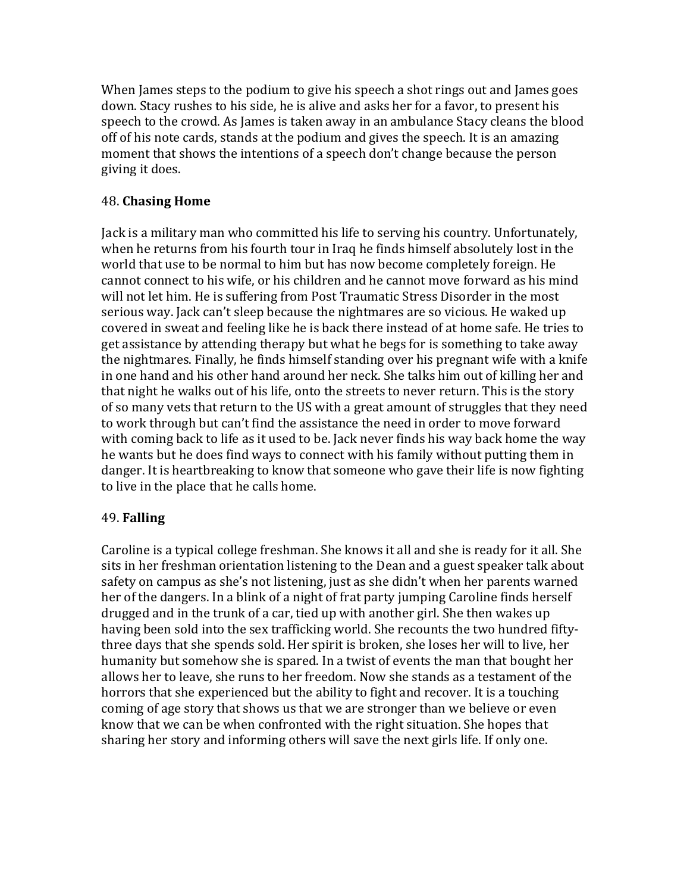When James steps to the podium to give his speech a shot rings out and James goes down. Stacy rushes to his side, he is alive and asks her for a favor, to present his speech to the crowd. As James is taken away in an ambulance Stacy cleans the blood off of his note cards, stands at the podium and gives the speech. It is an amazing moment that shows the intentions of a speech don't change because the person giving it does.

48. **Chasing Home**

Jack is a military man who committed his life to serving his country. Unfortunately, when he returns from his fourth tour in Iraq he finds himself absolutely lost in the world that use to be normal to him but has now become completely foreign. He cannot connect to his wife, or his children and he cannot move forward as his mind will not let him. He is suffering from Post Traumatic Stress Disorder in the most serious way. Jack can't sleep because the nightmares are so vicious. He waked up covered in sweat and feeling like he is back there instead of at home safe. He tries to get assistance by attending therapy but what he begs for is something to take away the nightmares. Finally, he finds himself standing over his pregnant wife with a knife in one hand and his other hand around her neck. She talks him out of killing her and that night he walks out of his life, onto the streets to never return. This is the story of so many vets that return to the US with a great amount of struggles that they need to work through but can't find the assistance the need in order to move forward with coming back to life as it used to be. Jack never finds his way back home the way he wants but he does find ways to connect with his family without putting them in danger. It is heartbreaking to know that someone who gave their life is now fighting to live in the place that he calls home.

49. **Falling**

Caroline is a typical college freshman. She knows it all and she is ready for it all. She sits in her freshman orientation listening to the Dean and a guest speaker talk about safety on campus as she's not listening, just as she didn't when her parents warned her of the dangers. In a blink of a night of frat party jumping Caroline finds herself drugged and in the trunk of a car, tied up with another girl. She then wakes up having been sold into the sex trafficking world. She recounts the two hundred fifty-three days that she spends sold. Her spirit is broken, she loses her will to live, her humanity but somehow she is spared. In a twist of events the man that bought her allows her to leave, she runs to her freedom. Now she stands as a testament of the horrors that she experienced but the ability to fight and recover. It is a touching coming of age story that shows us that we are stronger than we believe or even know that we can be when confronted with the right situation. She hopes that sharing her story and informing others will save the next girls life. If only one.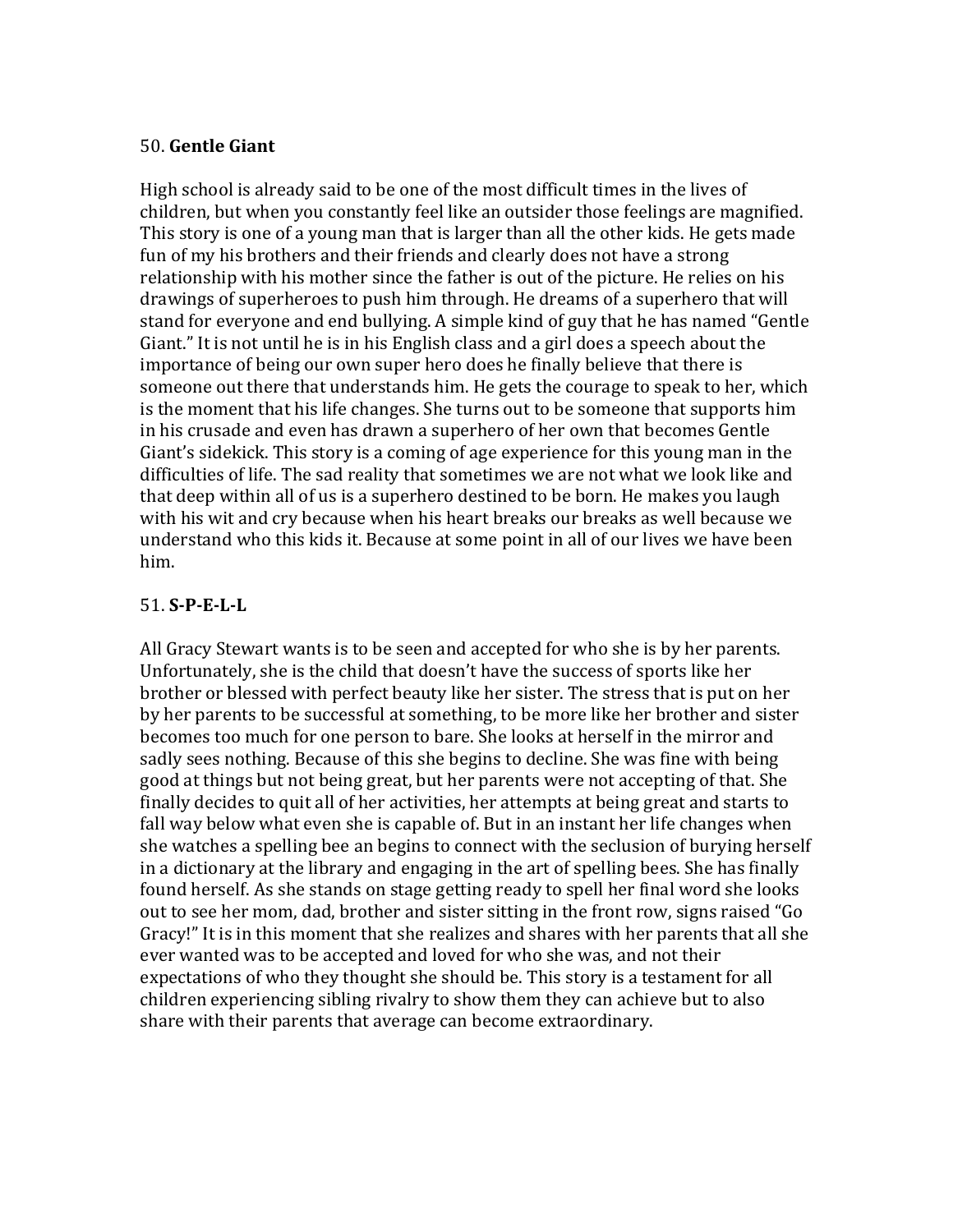50. **Gentle Giant**

High school is already said to be one of the most difficult times in the lives of children, but when you constantly feel like an outsider those feelings are magnified. This story is one of a young man that is larger than all the other kids. He gets made fun of my his brothers and their friends and clearly does not have a strong relationship with his mother since the father is out of the picture. He relies on his drawings of superheroes to push him through. He dreams of a superhero that will stand for everyone and end bullying. A simple kind of guy that he has named "Gentle Giant." It is not until he is in his English class and a girl does a speech about the importance of being our own super hero does he finally believe that there is someone out there that understands him. He gets the courage to speak to her, which is the moment that his life changes. She turns out to be someone that supports him in his crusade and even has drawn a superhero of her own that becomes Gentle Giant's sidekick. This story is a coming of age experience for this young man in the difficulties of life. The sad reality that sometimes we are not what we look like and that deep within all of us is a superhero destined to be born. He makes you laugh with his wit and cry because when his heart breaks our breaks as well because we understand who this kids it. Because at some point in all of our lives we have been him.

51. **S-P-E-L-L**

All Gracy Stewart wants is to be seen and accepted for who she is by her parents. Unfortunately, she is the child that doesn't have the success of sports like her brother or blessed with perfect beauty like her sister. The stress that is put on her by her parents to be successful at something, to be more like her brother and sister becomes too much for one person to bare. She looks at herself in the mirror and sadly sees nothing. Because of this she begins to decline. She was fine with being good at things but not being great, but her parents were not accepting of that. She finally decides to quit all of her activities, her attempts at being great and starts to fall way below what even she is capable of. But in an instant her life changes when she watches a spelling bee an begins to connect with the seclusion of burying herself in a dictionary at the library and engaging in the art of spelling bees. She has finally found herself. As she stands on stage getting ready to spell her final word she looks out to see her mom, dad, brother and sister sitting in the front row, signs raised "Go Gracy!" It is in this moment that she realizes and shares with her parents that all she ever wanted was to be accepted and loved for who she was, and not their expectations of who they thought she should be. This story is a testament for all children experiencing sibling rivalry to show them they can achieve but to also share with their parents that average can become extraordinary.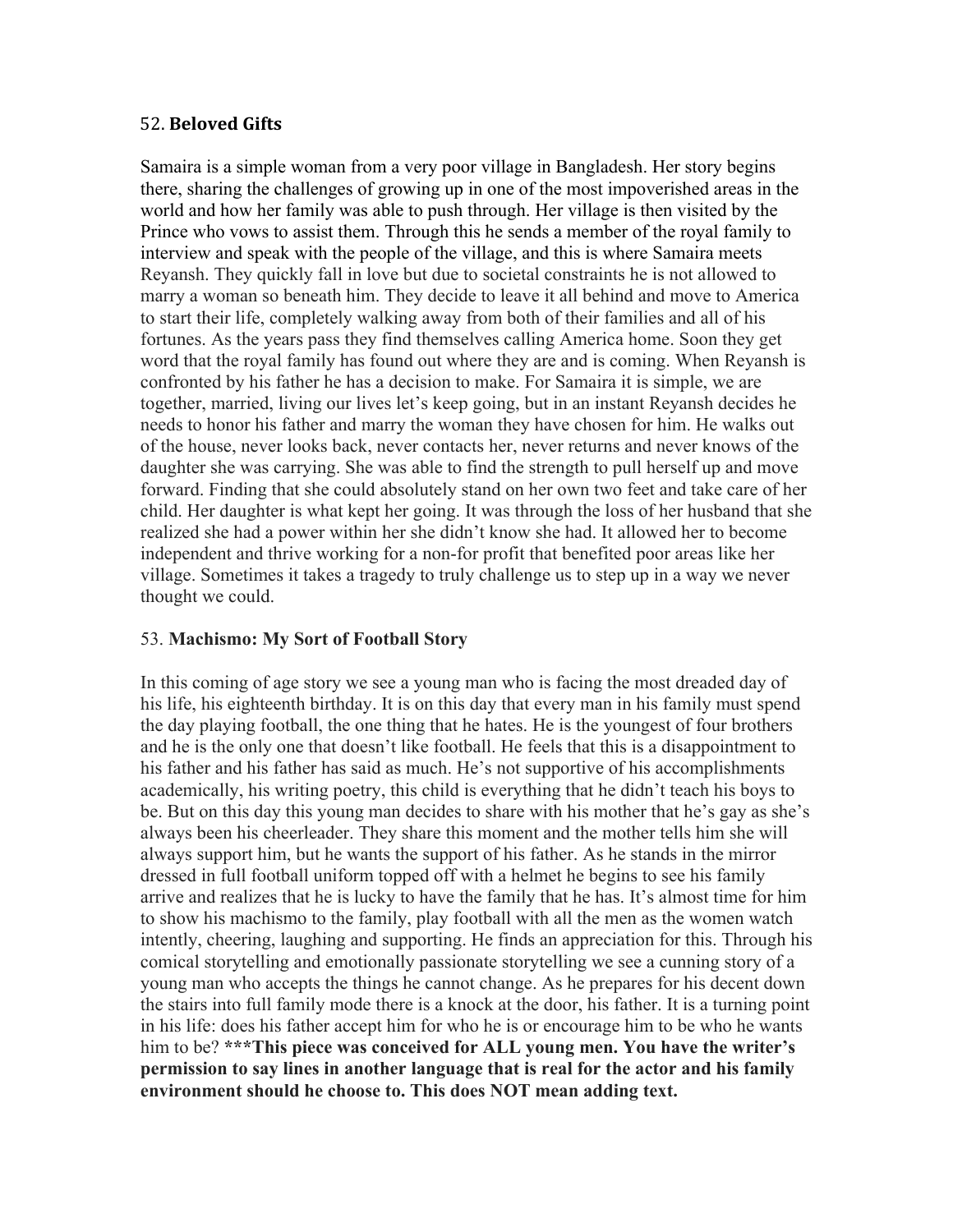52. **Beloved Gifts**

Samaira is a simple woman from a very poor village in Bangladesh. Her story begins there, sharing the challenges of growing up in one of the most impoverished areas in the world and how her family was able to push through. Her village is then visited by the Prince who vows to assist them. Through this he sends a member of the royal family to interview and speak with the people of the village, and this is where Samaira meets Reyansh. They quickly fall in love but due to societal constraints he is not allowed to marry a woman so beneath him. They decide to leave it all behind and move to America to start their life, completely walking away from both of their families and all of his fortunes. As the years pass they find themselves calling America home. Soon they get word that the royal family has found out where they are and is coming. When Reyansh is confronted by his father he has a decision to make. For Samaira it is simple, we are together, married, living our lives let's keep going, but in an instant Reyansh decides he needs to honor his father and marry the woman they have chosen for him. He walks out of the house, never looks back, never contacts her, never returns and never knows of the daughter she was carrying. She was able to find the strength to pull herself up and move forward. Finding that she could absolutely stand on her own two feet and take care of her child. Her daughter is what kept her going. It was through the loss of her husband that she realized she had a power within her she didn't know she had. It allowed her to become independent and thrive working for a non-for profit that benefited poor areas like her village. Sometimes it takes a tragedy to truly challenge us to step up in a way we never thought we could.

53. **Machismo: My Sort of Football Story**

In this coming of age story we see a young man who is facing the most dreaded day of his life, his eighteenth birthday. It is on this day that every man in his family must spend the day playing football, the one thing that he hates. He is the youngest of four brothers and he is the only one that doesn't like football. He feels that this is a disappointment to his father and his father has said as much. He's not supportive of his accomplishments academically, his writing poetry, this child is everything that he didn't teach his boys to be. But on this day this young man decides to share with his mother that he's gay as she's always been his cheerleader. They share this moment and the mother tells him she will always support him, but he wants the support of his father. As he stands in the mirror dressed in full football uniform topped off with a helmet he begins to see his family arrive and realizes that he is lucky to have the family that he has. It's almost time for him to show his machismo to the family, play football with all the men as the women watch intently, cheering, laughing and supporting. He finds an appreciation for this. Through his comical storytelling and emotionally passionate storytelling we see a cunning story of a young man who accepts the things he cannot change. As he prepares for his decent down the stairs into full family mode there is a knock at the door, his father. It is a turning point in his life: does his father accept him for who he is or encourage him to be who he wants him to be? **\*\*\*This piece was conceived for ALL young men. You have the writer's permission to say lines in another language that is real for the actor and his family environment should he choose to. This does NOT mean adding text.**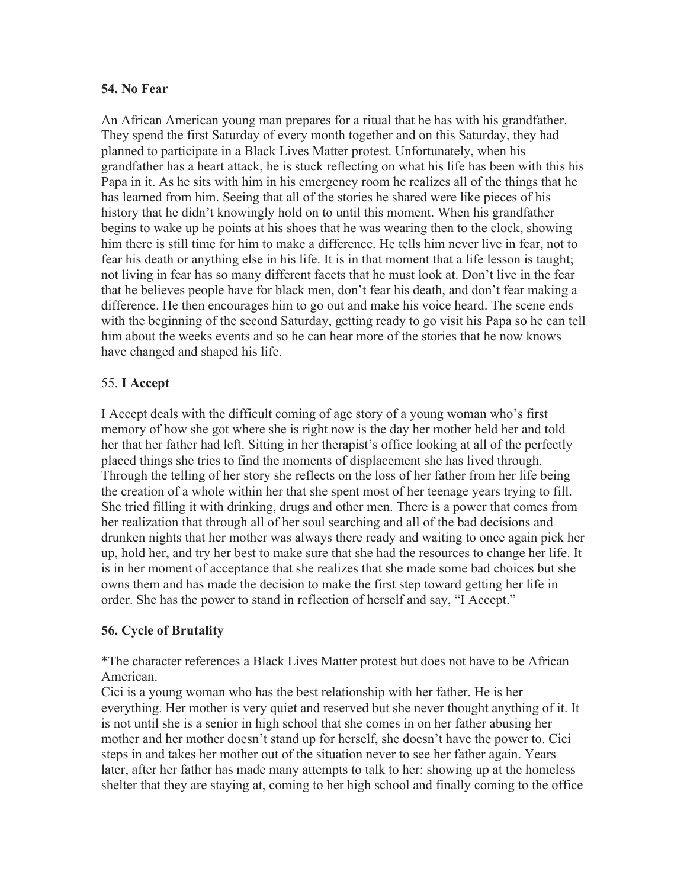**54. No Fear**

An African American young man prepares for a ritual that he has with his grandfather. They spend the first Saturday of every month together and on this Saturday, they had planned to participate in a Black Lives Matter protest. Unfortunately, when his grandfather has a heart attack, he is stuck reflecting on what his life has been with this his Papa in it. As he sits with him in his emergency room he realizes all of the things that he has learned from him. Seeing that all of the stories he shared were like pieces of his history that he didn't knowingly hold on to until this moment. When his grandfather begins to wake up he points at his shoes that he was wearing then to the clock, showing him there is still time for him to make a difference. He tells him never live in fear, not to fear his death or anything else in his life. It is in that moment that a life lesson is taught; not living in fear has so many different facets that he must look at. Don't live in the fear that he believes people have for black men, don't fear his death, and don't fear making a difference. He then encourages him to go out and make his voice heard. The scene ends with the beginning of the second Saturday, getting ready to go visit his Papa so he can tell him about the weeks events and so he can hear more of the stories that he now knows have changed and shaped his life.

55. **I Accept**

I Accept deals with the difficult coming of age story of a young woman who's first memory of how she got where she is right now is the day her mother held her and told her that her father had left. Sitting in her therapist's office looking at all of the perfectly placed things she tries to find the moments of displacement she has lived through. Through the telling of her story she reflects on the loss of her father from her life being the creation of a whole within her that she spent most of her teenage years trying to fill. She tried filling it with drinking, drugs and other men. There is a power that comes from her realization that through all of her soul searching and all of the bad decisions and drunken nights that her mother was always there ready and waiting to once again pick her up, hold her, and try her best to make sure that she had the resources to change her life. It is in her moment of acceptance that she realizes that she made some bad choices but she owns them and has made the decision to make the first step toward getting her life in order. She has the power to stand in reflection of herself and say, "I Accept."

**56. Cycle of Brutality**

*The character references a Black Lives Matter protest but does not have to be African American.
Cici is a young woman who has the best relationship with her father. He is her everything. Her mother is very quiet and reserved but she never thought anything of it. It is not until she is a senior in high school that she comes in on her father abusing her mother and her mother doesn't stand up for herself, she doesn't have the power to. Cici steps in and takes her mother out of the situation never to see her father again. Years later, after her father has made many attempts to talk to her: showing up at the homeless shelter that they are staying at, coming to her high school and finally coming to the office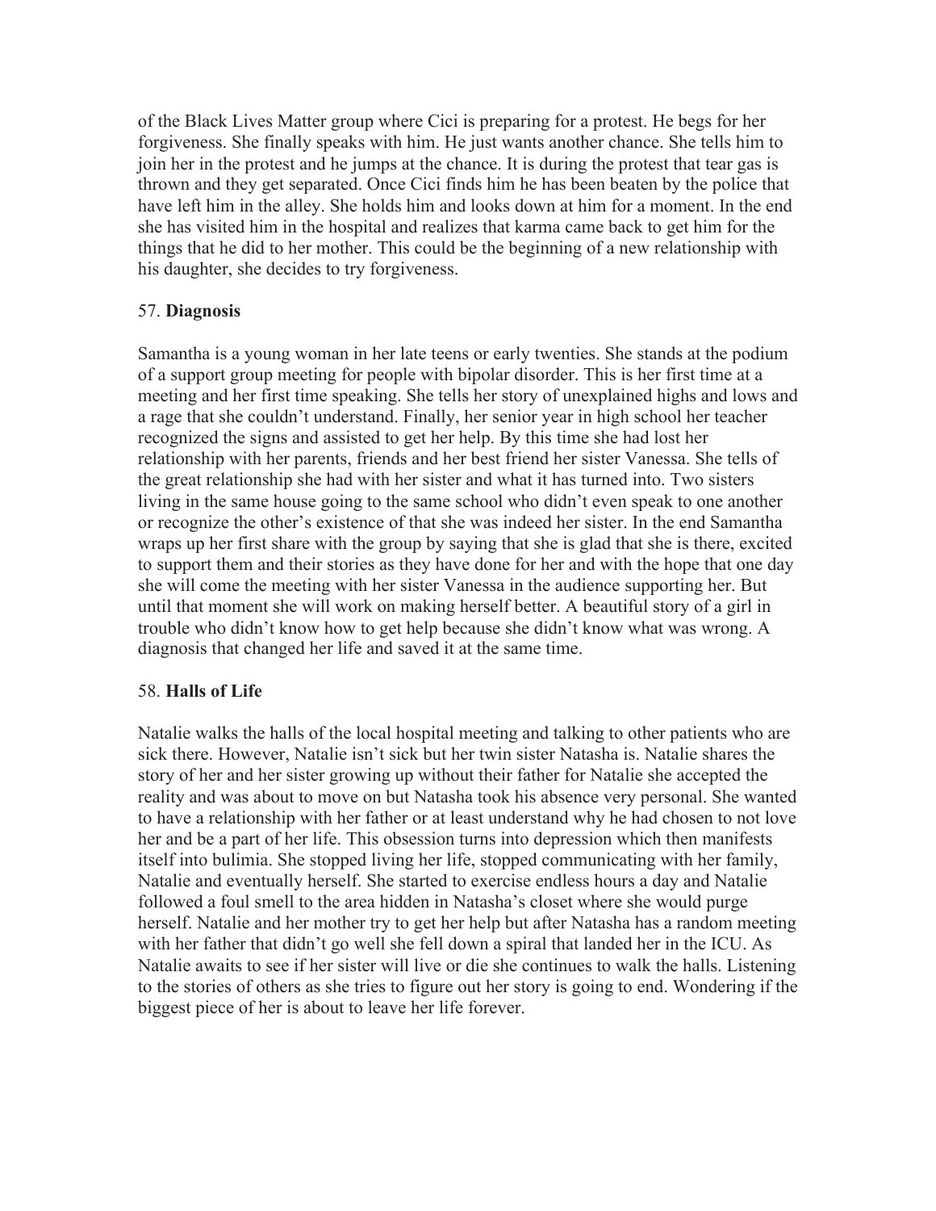of the Black Lives Matter group where Cici is preparing for a protest. He begs for her forgiveness. She finally speaks with him. He just wants another chance. She tells him to join her in the protest and he jumps at the chance. It is during the protest that tear gas is thrown and they get separated. Once Cici finds him he has been beaten by the police that have left him in the alley. She holds him and looks down at him for a moment. In the end she has visited him in the hospital and realizes that karma came back to get him for the things that he did to her mother. This could be the beginning of a new relationship with his daughter, she decides to try forgiveness.

57. **Diagnosis**

Samantha is a young woman in her late teens or early twenties. She stands at the podium of a support group meeting for people with bipolar disorder. This is her first time at a meeting and her first time speaking. She tells her story of unexplained highs and lows and a rage that she couldn't understand. Finally, her senior year in high school her teacher recognized the signs and assisted to get her help. By this time she had lost her relationship with her parents, friends and her best friend her sister Vanessa. She tells of the great relationship she had with her sister and what it has turned into. Two sisters living in the same house going to the same school who didn't even speak to one another or recognize the other's existence of that she was indeed her sister. In the end Samantha wraps up her first share with the group by saying that she is glad that she is there, excited to support them and their stories as they have done for her and with the hope that one day she will come the meeting with her sister Vanessa in the audience supporting her. But until that moment she will work on making herself better. A beautiful story of a girl in trouble who didn't know how to get help because she didn't know what was wrong. A diagnosis that changed her life and saved it at the same time.

58. **Halls of Life**

Natalie walks the halls of the local hospital meeting and talking to other patients who are sick there. However, Natalie isn't sick but her twin sister Natasha is. Natalie shares the story of her and her sister growing up without their father for Natalie she accepted the reality and was about to move on but Natasha took his absence very personal. She wanted to have a relationship with her father or at least understand why he had chosen to not love her and be a part of her life. This obsession turns into depression which then manifests itself into bulimia. She stopped living her life, stopped communicating with her family, Natalie and eventually herself. She started to exercise endless hours a day and Natalie followed a foul smell to the area hidden in Natasha's closet where she would purge herself. Natalie and her mother try to get her help but after Natasha has a random meeting with her father that didn't go well she fell down a spiral that landed her in the ICU. As Natalie awaits to see if her sister will live or die she continues to walk the halls. Listening to the stories of others as she tries to figure out her story is going to end. Wondering if the biggest piece of her is about to leave her life forever.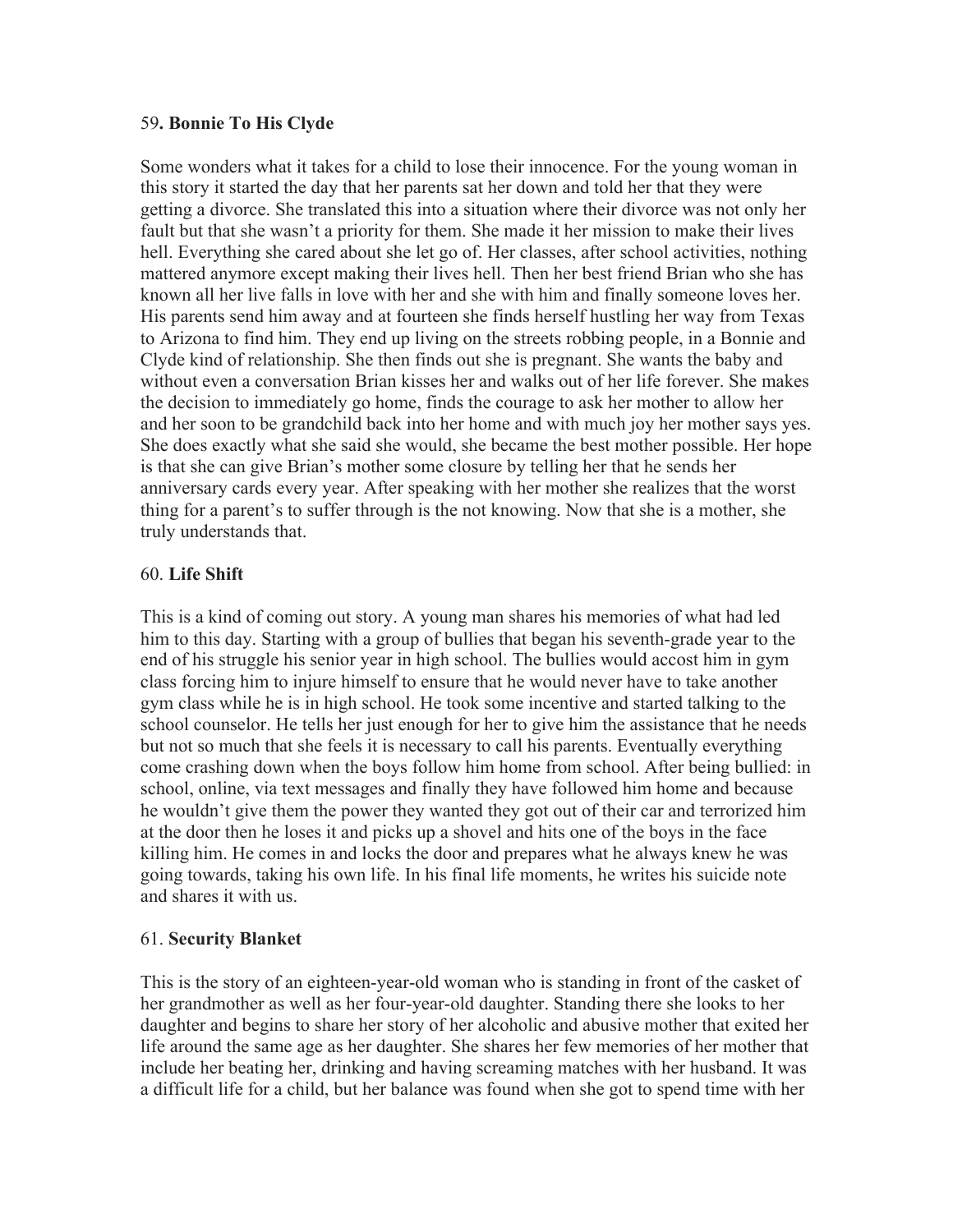59. **Bonnie To His Clyde**

Some wonders what it takes for a child to lose their innocence. For the young woman in this story it started the day that her parents sat her down and told her that they were getting a divorce. She translated this into a situation where their divorce was not only her fault but that she wasn't a priority for them. She made it her mission to make their lives hell. Everything she cared about she let go of. Her classes, after school activities, nothing mattered anymore except making their lives hell. Then her best friend Brian who she has known all her live falls in love with her and she with him and finally someone loves her. His parents send him away and at fourteen she finds herself hustling her way from Texas to Arizona to find him. They end up living on the streets robbing people, in a Bonnie and Clyde kind of relationship. She then finds out she is pregnant. She wants the baby and without even a conversation Brian kisses her and walks out of her life forever. She makes the decision to immediately go home, finds the courage to ask her mother to allow her and her soon to be grandchild back into her home and with much joy her mother says yes. She does exactly what she said she would, she became the best mother possible. Her hope is that she can give Brian's mother some closure by telling her that he sends her anniversary cards every year. After speaking with her mother she realizes that the worst thing for a parent's to suffer through is the not knowing. Now that she is a mother, she truly understands that.

60. **Life Shift**

This is a kind of coming out story. A young man shares his memories of what had led him to this day. Starting with a group of bullies that began his seventh-grade year to the end of his struggle his senior year in high school. The bullies would accost him in gym class forcing him to injure himself to ensure that he would never have to take another gym class while he is in high school. He took some incentive and started talking to the school counselor. He tells her just enough for her to give him the assistance that he needs but not so much that she feels it is necessary to call his parents. Eventually everything come crashing down when the boys follow him home from school. After being bullied: in school, online, via text messages and finally they have followed him home and because he wouldn't give them the power they wanted they got out of their car and terrorized him at the door then he loses it and picks up a shovel and hits one of the boys in the face killing him. He comes in and locks the door and prepares what he always knew he was going towards, taking his own life. In his final life moments, he writes his suicide note and shares it with us.

61. **Security Blanket**

This is the story of an eighteen-year-old woman who is standing in front of the casket of her grandmother as well as her four-year-old daughter. Standing there she looks to her daughter and begins to share her story of her alcoholic and abusive mother that exited her life around the same age as her daughter. She shares her few memories of her mother that include her beating her, drinking and having screaming matches with her husband. It was a difficult life for a child, but her balance was found when she got to spend time with her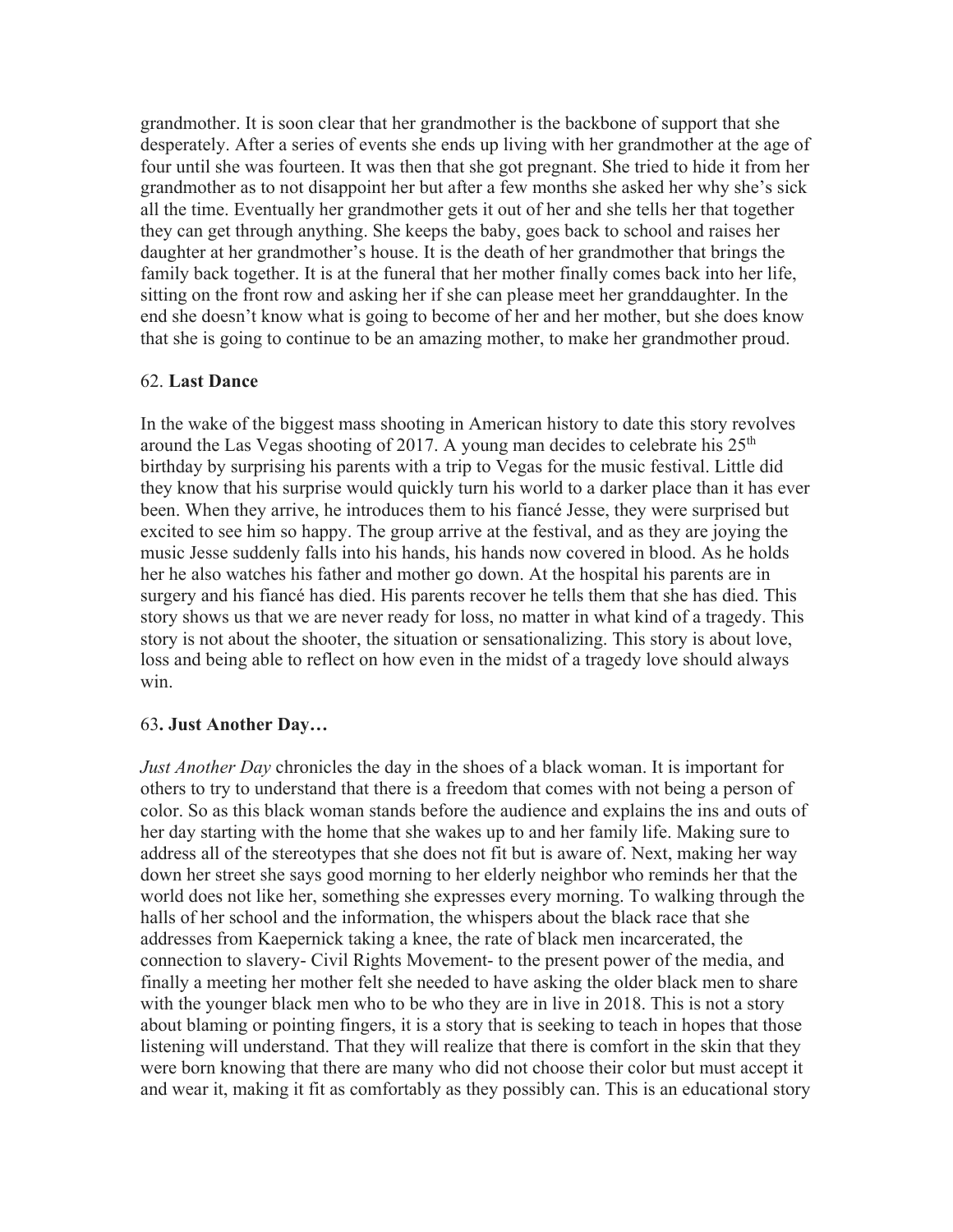grandmother. It is soon clear that her grandmother is the backbone of support that she desperately. After a series of events she ends up living with her grandmother at the age of four until she was fourteen. It was then that she got pregnant. She tried to hide it from her grandmother as to not disappoint her but after a few months she asked her why she's sick all the time. Eventually her grandmother gets it out of her and she tells her that together they can get through anything. She keeps the baby, goes back to school and raises her daughter at her grandmother's house. It is the death of her grandmother that brings the family back together. It is at the funeral that her mother finally comes back into her life, sitting on the front row and asking her if she can please meet her granddaughter. In the end she doesn't know what is going to become of her and her mother, but she does know that she is going to continue to be an amazing mother, to make her grandmother proud.

62. **Last Dance**

In the wake of the biggest mass shooting in American history to date this story revolves around the Las Vegas shooting of 2017. A young man decides to celebrate his 25th birthday by surprising his parents with a trip to Vegas for the music festival. Little did they know that his surprise would quickly turn his world to a darker place than it has ever been. When they arrive, he introduces them to his fiancé Jesse, they were surprised but excited to see him so happy. The group arrive at the festival, and as they are joying the music Jesse suddenly falls into his hands, his hands now covered in blood. As he holds her he also watches his father and mother go down. At the hospital his parents are in surgery and his fiancé has died. His parents recover he tells them that she has died. This story shows us that we are never ready for loss, no matter in what kind of a tragedy. This story is not about the shooter, the situation or sensationalizing. This story is about love, loss and being able to reflect on how even in the midst of a tragedy love should always win.

63**. Just Another Day…**

*Just Another Day* chronicles the day in the shoes of a black woman. It is important for others to try to understand that there is a freedom that comes with not being a person of color. So as this black woman stands before the audience and explains the ins and outs of her day starting with the home that she wakes up to and her family life. Making sure to address all of the stereotypes that she does not fit but is aware of. Next, making her way down her street she says good morning to her elderly neighbor who reminds her that the world does not like her, something she expresses every morning. To walking through the halls of her school and the information, the whispers about the black race that she addresses from Kaepernick taking a knee, the rate of black men incarcerated, the connection to slavery- Civil Rights Movement- to the present power of the media, and finally a meeting her mother felt she needed to have asking the older black men to share with the younger black men who to be who they are in live in 2018. This is not a story about blaming or pointing fingers, it is a story that is seeking to teach in hopes that those listening will understand. That they will realize that there is comfort in the skin that they were born knowing that there are many who did not choose their color but must accept it and wear it, making it fit as comfortably as they possibly can. This is an educational story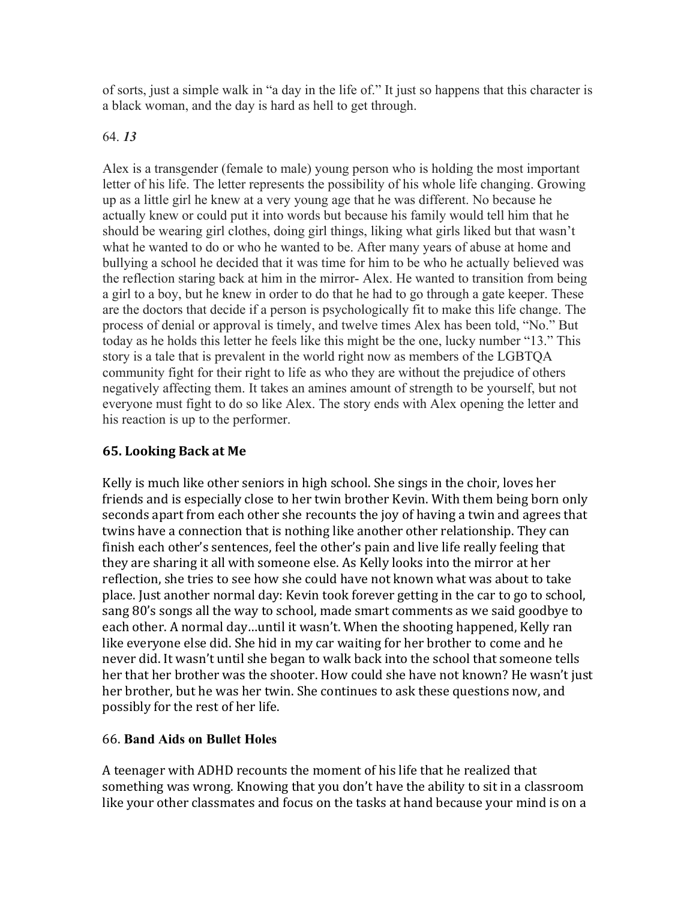of sorts, just a simple walk in "a day in the life of." It just so happens that this character is a black woman, and the day is hard as hell to get through.

64. ***13***

Alex is a transgender (female to male) young person who is holding the most important letter of his life. The letter represents the possibility of his whole life changing. Growing up as a little girl he knew at a very young age that he was different. No because he actually knew or could put it into words but because his family would tell him that he should be wearing girl clothes, doing girl things, liking what girls liked but that wasn't what he wanted to do or who he wanted to be. After many years of abuse at home and bullying a school he decided that it was time for him to be who he actually believed was the reflection staring back at him in the mirror- Alex. He wanted to transition from being a girl to a boy, but he knew in order to do that he had to go through a gate keeper. These are the doctors that decide if a person is psychologically fit to make this life change. The process of denial or approval is timely, and twelve times Alex has been told, "No." But today as he holds this letter he feels like this might be the one, lucky number "13." This story is a tale that is prevalent in the world right now as members of the LGBTQA community fight for their right to life as who they are without the prejudice of others negatively affecting them. It takes an amines amount of strength to be yourself, but not everyone must fight to do so like Alex. The story ends with Alex opening the letter and his reaction is up to the performer.

**65. Looking Back at Me**

Kelly is much like other seniors in high school. She sings in the choir, loves her friends and is especially close to her twin brother Kevin. With them being born only seconds apart from each other she recounts the joy of having a twin and agrees that twins have a connection that is nothing like another other relationship. They can finish each other's sentences, feel the other's pain and live life really feeling that they are sharing it all with someone else. As Kelly looks into the mirror at her reflection, she tries to see how she could have not known what was about to take place. Just another normal day: Kevin took forever getting in the car to go to school, sang 80's songs all the way to school, made smart comments as we said goodbye to each other. A normal day…until it wasn't. When the shooting happened, Kelly ran like everyone else did. She hid in my car waiting for her brother to come and he never did. It wasn't until she began to walk back into the school that someone tells her that her brother was the shooter. How could she have not known? He wasn't just her brother, but he was her twin. She continues to ask these questions now, and possibly for the rest of her life.

66. **Band Aids on Bullet Holes**

A teenager with ADHD recounts the moment of his life that he realized that something was wrong. Knowing that you don't have the ability to sit in a classroom like your other classmates and focus on the tasks at hand because your mind is on a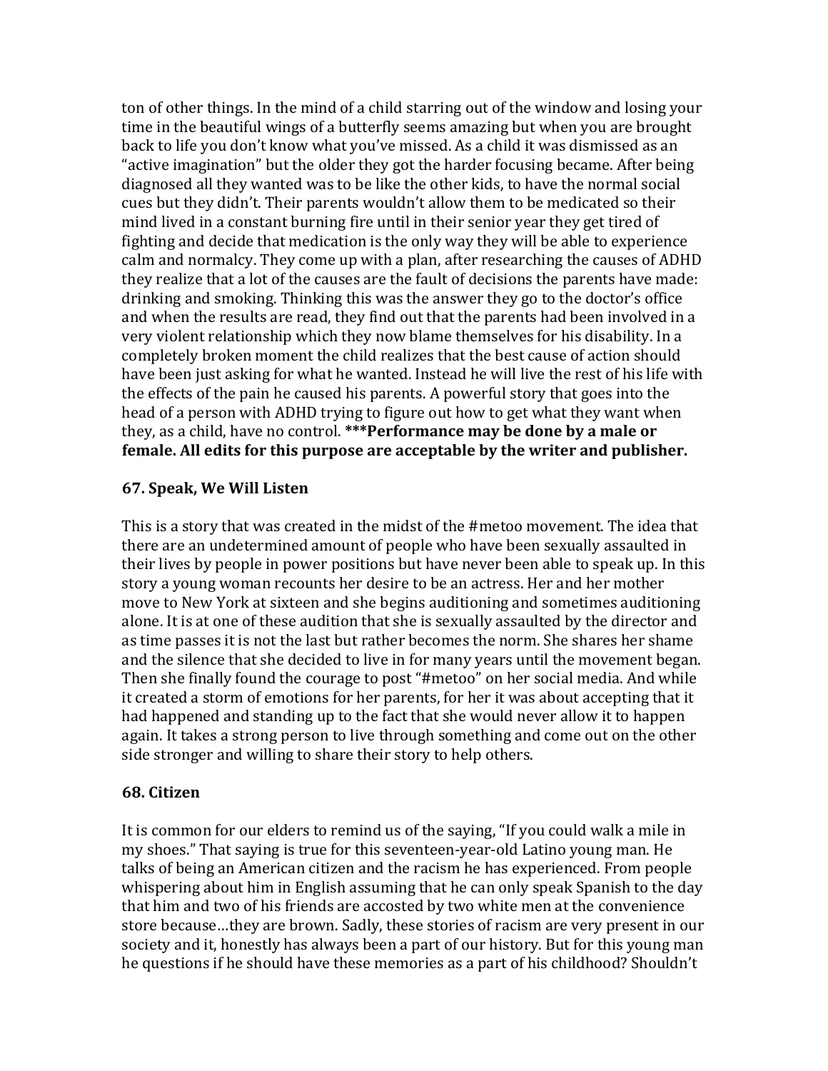ton of other things. In the mind of a child starring out of the window and losing your time in the beautiful wings of a butterfly seems amazing but when you are brought back to life you don't know what you've missed. As a child it was dismissed as an "active imagination" but the older they got the harder focusing became. After being diagnosed all they wanted was to be like the other kids, to have the normal social cues but they didn't. Their parents wouldn't allow them to be medicated so their mind lived in a constant burning fire until in their senior year they get tired of fighting and decide that medication is the only way they will be able to experience calm and normalcy. They come up with a plan, after researching the causes of ADHD they realize that a lot of the causes are the fault of decisions the parents have made: drinking and smoking. Thinking this was the answer they go to the doctor's office and when the results are read, they find out that the parents had been involved in a very violent relationship which they now blame themselves for his disability. In a completely broken moment the child realizes that the best cause of action should have been just asking for what he wanted. Instead he will live the rest of his life with the effects of the pain he caused his parents. A powerful story that goes into the head of a person with ADHD trying to figure out how to get what they want when they, as a child, have no control. ***Performance may be done by a male or female. All edits for this purpose are acceptable by the writer and publisher.**

### 67. Speak, We Will Listen

This is a story that was created in the midst of the #metoo movement. The idea that there are an undetermined amount of people who have been sexually assaulted in their lives by people in power positions but have never been able to speak up. In this story a young woman recounts her desire to be an actress. Her and her mother move to New York at sixteen and she begins auditioning and sometimes auditioning alone. It is at one of these audition that she is sexually assaulted by the director and as time passes it is not the last but rather becomes the norm. She shares her shame and the silence that she decided to live in for many years until the movement began. Then she finally found the courage to post "#metoo" on her social media. And while it created a storm of emotions for her parents, for her it was about accepting that it had happened and standing up to the fact that she would never allow it to happen again. It takes a strong person to live through something and come out on the other side stronger and willing to share their story to help others.

### 68. Citizen

It is common for our elders to remind us of the saying, "If you could walk a mile in my shoes." That saying is true for this seventeen-year-old Latino young man. He talks of being an American citizen and the racism he has experienced. From people whispering about him in English assuming that he can only speak Spanish to the day that him and two of his friends are accosted by two white men at the convenience store because…they are brown. Sadly, these stories of racism are very present in our society and it, honestly has always been a part of our history. But for this young man he questions if he should have these memories as a part of his childhood? Shouldn't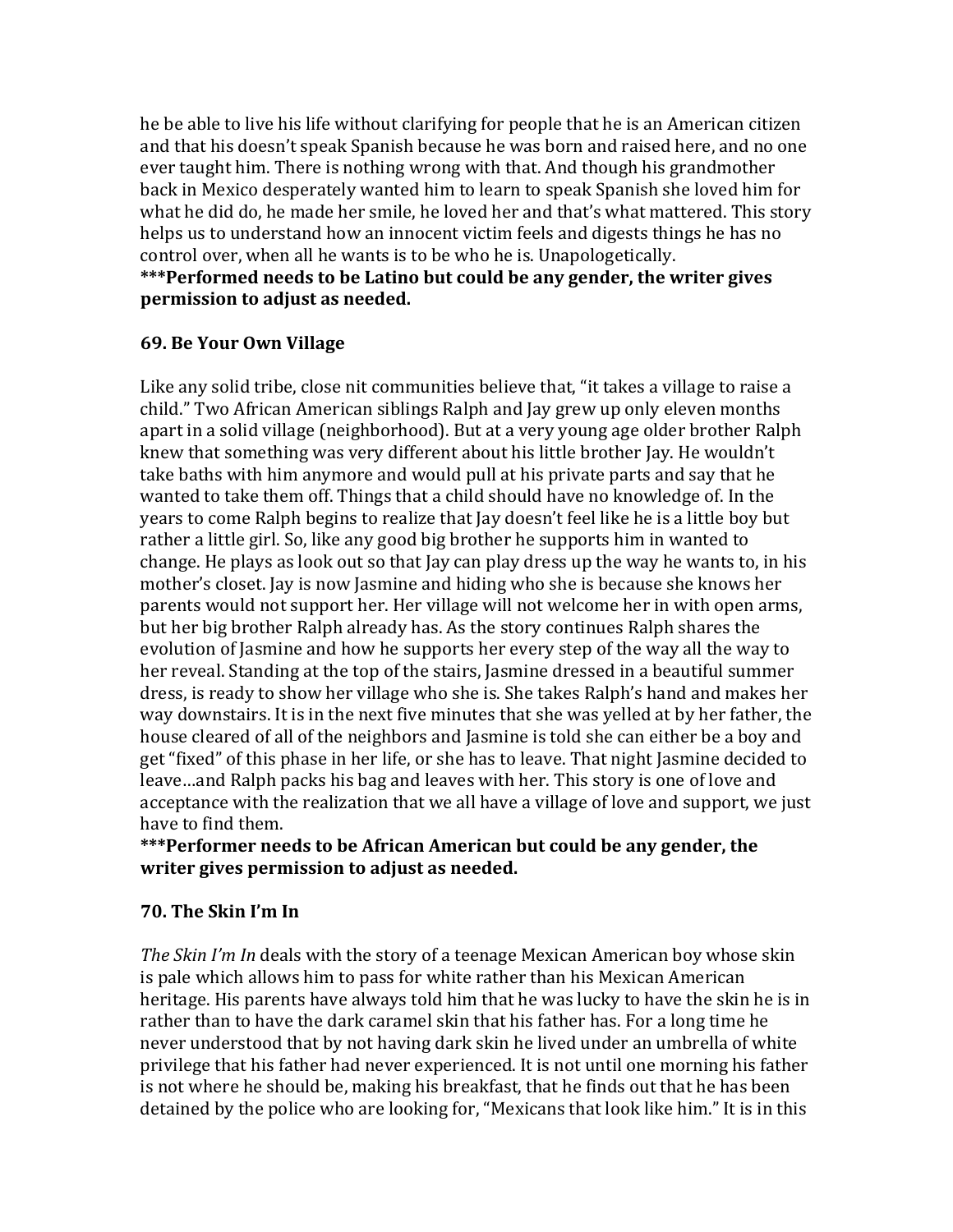he be able to live his life without clarifying for people that he is an American citizen and that his doesn't speak Spanish because he was born and raised here, and no one ever taught him. There is nothing wrong with that. And though his grandmother back in Mexico desperately wanted him to learn to speak Spanish she loved him for what he did do, he made her smile, he loved her and that's what mattered. This story helps us to understand how an innocent victim feels and digests things he has no control over, when all he wants is to be who he is. Unapologetically.
**\*\*\*Performed needs to be Latino but could be any gender, the writer gives permission to adjust as needed.**

### 69. Be Your Own Village

Like any solid tribe, close nit communities believe that, "it takes a village to raise a child." Two African American siblings Ralph and Jay grew up only eleven months apart in a solid village (neighborhood). But at a very young age older brother Ralph knew that something was very different about his little brother Jay. He wouldn't take baths with him anymore and would pull at his private parts and say that he wanted to take them off. Things that a child should have no knowledge of. In the years to come Ralph begins to realize that Jay doesn't feel like he is a little boy but rather a little girl. So, like any good big brother he supports him in wanted to change. He plays as look out so that Jay can play dress up the way he wants to, in his mother's closet. Jay is now Jasmine and hiding who she is because she knows her parents would not support her. Her village will not welcome her in with open arms, but her big brother Ralph already has. As the story continues Ralph shares the evolution of Jasmine and how he supports her every step of the way all the way to her reveal. Standing at the top of the stairs, Jasmine dressed in a beautiful summer dress, is ready to show her village who she is. She takes Ralph's hand and makes her way downstairs. It is in the next five minutes that she was yelled at by her father, the house cleared of all of the neighbors and Jasmine is told she can either be a boy and get "fixed" of this phase in her life, or she has to leave. That night Jasmine decided to leave…and Ralph packs his bag and leaves with her. This story is one of love and acceptance with the realization that we all have a village of love and support, we just have to find them.
**\*\*\*Performer needs to be African American but could be any gender, the writer gives permission to adjust as needed.**

### 70. The Skin I'm In

*The Skin I'm In* deals with the story of a teenage Mexican American boy whose skin is pale which allows him to pass for white rather than his Mexican American heritage. His parents have always told him that he was lucky to have the skin he is in rather than to have the dark caramel skin that his father has. For a long time he never understood that by not having dark skin he lived under an umbrella of white privilege that his father had never experienced. It is not until one morning his father is not where he should be, making his breakfast, that he finds out that he has been detained by the police who are looking for, "Mexicans that look like him." It is in this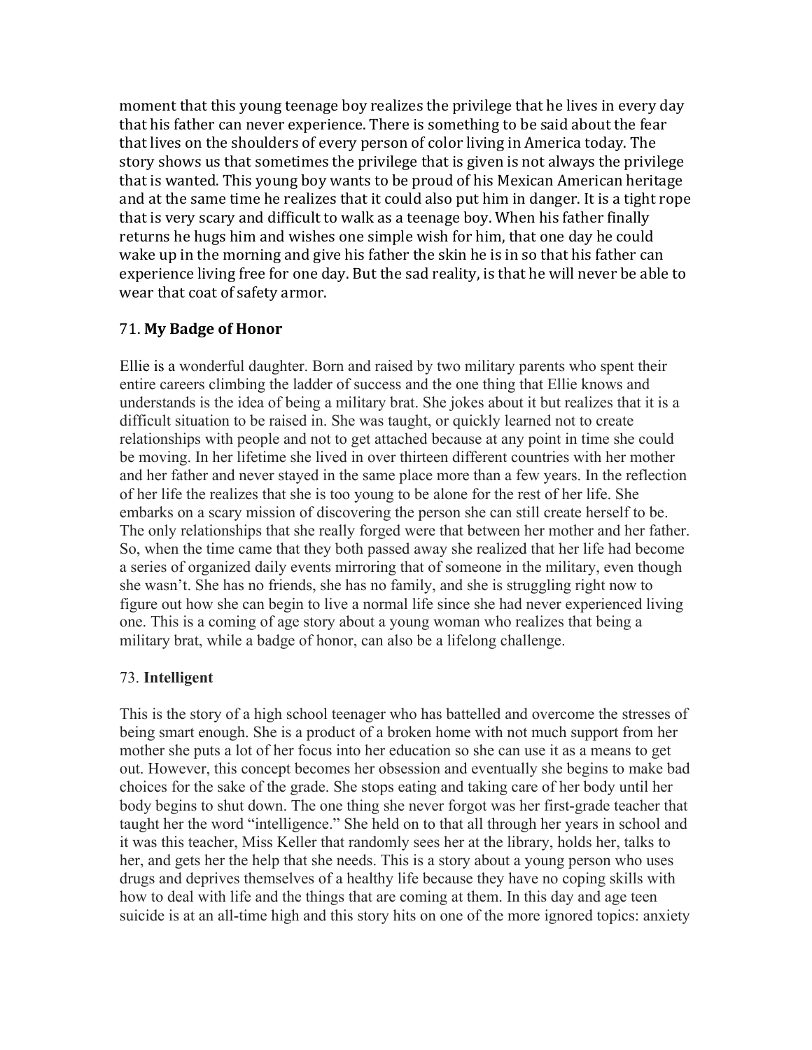moment that this young teenage boy realizes the privilege that he lives in every day that his father can never experience. There is something to be said about the fear that lives on the shoulders of every person of color living in America today. The story shows us that sometimes the privilege that is given is not always the privilege that is wanted. This young boy wants to be proud of his Mexican American heritage and at the same time he realizes that it could also put him in danger. It is a tight rope that is very scary and difficult to walk as a teenage boy. When his father finally returns he hugs him and wishes one simple wish for him, that one day he could wake up in the morning and give his father the skin he is in so that his father can experience living free for one day. But the sad reality, is that he will never be able to wear that coat of safety armor.

### 71. **My Badge of Honor**

Ellie is a wonderful daughter. Born and raised by two military parents who spent their entire careers climbing the ladder of success and the one thing that Ellie knows and understands is the idea of being a military brat. She jokes about it but realizes that it is a difficult situation to be raised in. She was taught, or quickly learned not to create relationships with people and not to get attached because at any point in time she could be moving. In her lifetime she lived in over thirteen different countries with her mother and her father and never stayed in the same place more than a few years. In the reflection of her life the realizes that she is too young to be alone for the rest of her life. She embarks on a scary mission of discovering the person she can still create herself to be. The only relationships that she really forged were that between her mother and her father. So, when the time came that they both passed away she realized that her life had become a series of organized daily events mirroring that of someone in the military, even though she wasn't. She has no friends, she has no family, and she is struggling right now to figure out how she can begin to live a normal life since she had never experienced living one. This is a coming of age story about a young woman who realizes that being a military brat, while a badge of honor, can also be a lifelong challenge.

### 73. **Intelligent**

This is the story of a high school teenager who has battelled and overcome the stresses of being smart enough. She is a product of a broken home with not much support from her mother she puts a lot of her focus into her education so she can use it as a means to get out. However, this concept becomes her obsession and eventually she begins to make bad choices for the sake of the grade. She stops eating and taking care of her body until her body begins to shut down. The one thing she never forgot was her first-grade teacher that taught her the word "intelligence." She held on to that all through her years in school and it was this teacher, Miss Keller that randomly sees her at the library, holds her, talks to her, and gets her the help that she needs. This is a story about a young person who uses drugs and deprives themselves of a healthy life because they have no coping skills with how to deal with life and the things that are coming at them. In this day and age teen suicide is at an all-time high and this story hits on one of the more ignored topics: anxiety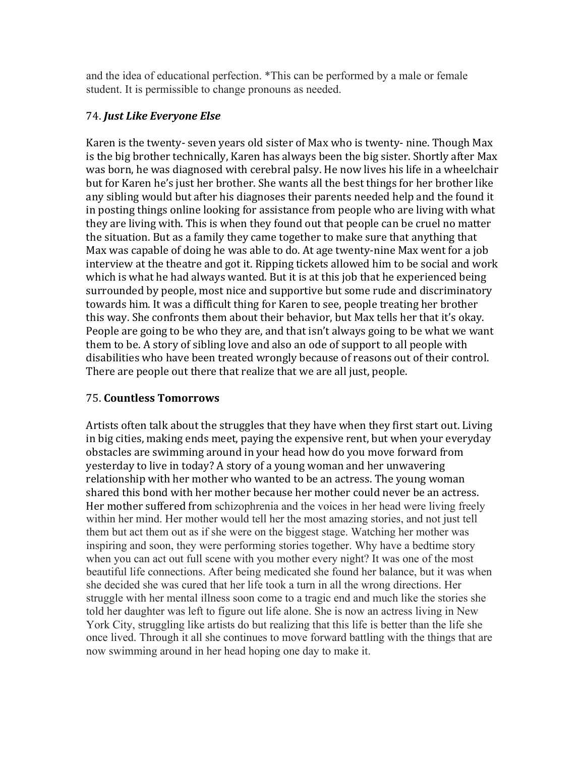and the idea of educational perfection. *This can be performed by a male or female student. It is permissible to change pronouns as needed.

### 74. ***Just Like Everyone Else***

Karen is the twenty- seven years old sister of Max who is twenty- nine. Though Max is the big brother technically, Karen has always been the big sister. Shortly after Max was born, he was diagnosed with cerebral palsy. He now lives his life in a wheelchair but for Karen he's just her brother. She wants all the best things for her brother like any sibling would but after his diagnoses their parents needed help and the found it in posting things online looking for assistance from people who are living with what they are living with. This is when they found out that people can be cruel no matter the situation. But as a family they came together to make sure that anything that Max was capable of doing he was able to do. At age twenty-nine Max went for a job interview at the theatre and got it. Ripping tickets allowed him to be social and work which is what he had always wanted. But it is at this job that he experienced being surrounded by people, most nice and supportive but some rude and discriminatory towards him. It was a difficult thing for Karen to see, people treating her brother this way. She confronts them about their behavior, but Max tells her that it's okay. People are going to be who they are, and that isn't always going to be what we want them to be. A story of sibling love and also an ode of support to all people with disabilities who have been treated wrongly because of reasons out of their control. There are people out there that realize that we are all just, people.

### 75. **Countless Tomorrows**

Artists often talk about the struggles that they have when they first start out. Living in big cities, making ends meet, paying the expensive rent, but when your everyday obstacles are swimming around in your head how do you move forward from yesterday to live in today? A story of a young woman and her unwavering relationship with her mother who wanted to be an actress. The young woman shared this bond with her mother because her mother could never be an actress. Her mother suffered from schizophrenia and the voices in her head were living freely within her mind. Her mother would tell her the most amazing stories, and not just tell them but act them out as if she were on the biggest stage. Watching her mother was inspiring and soon, they were performing stories together. Why have a bedtime story when you can act out full scene with you mother every night? It was one of the most beautiful life connections. After being medicated she found her balance, but it was when she decided she was cured that her life took a turn in all the wrong directions. Her struggle with her mental illness soon come to a tragic end and much like the stories she told her daughter was left to figure out life alone. She is now an actress living in New York City, struggling like artists do but realizing that this life is better than the life she once lived. Through it all she continues to move forward battling with the things that are now swimming around in her head hoping one day to make it.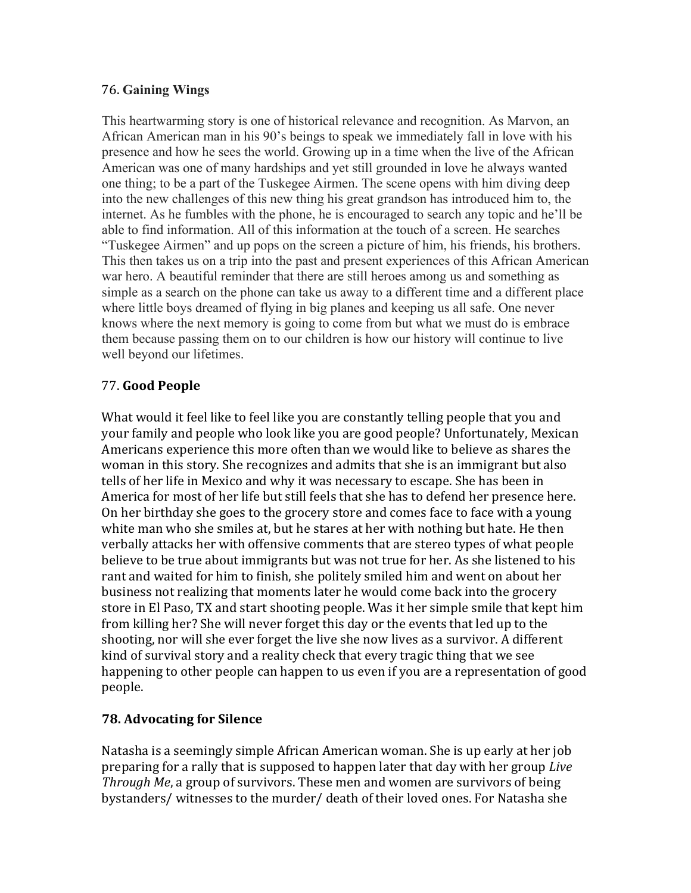### 76. **Gaining Wings**

This heartwarming story is one of historical relevance and recognition. As Marvon, an African American man in his 90's beings to speak we immediately fall in love with his presence and how he sees the world. Growing up in a time when the live of the African American was one of many hardships and yet still grounded in love he always wanted one thing; to be a part of the Tuskegee Airmen. The scene opens with him diving deep into the new challenges of this new thing his great grandson has introduced him to, the internet. As he fumbles with the phone, he is encouraged to search any topic and he'll be able to find information. All of this information at the touch of a screen. He searches "Tuskegee Airmen" and up pops on the screen a picture of him, his friends, his brothers. This then takes us on a trip into the past and present experiences of this African American war hero. A beautiful reminder that there are still heroes among us and something as simple as a search on the phone can take us away to a different time and a different place where little boys dreamed of flying in big planes and keeping us all safe. One never knows where the next memory is going to come from but what we must do is embrace them because passing them on to our children is how our history will continue to live well beyond our lifetimes.

### 77. **Good People**

What would it feel like to feel like you are constantly telling people that you and your family and people who look like you are good people? Unfortunately, Mexican Americans experience this more often than we would like to believe as shares the woman in this story. She recognizes and admits that she is an immigrant but also tells of her life in Mexico and why it was necessary to escape. She has been in America for most of her life but still feels that she has to defend her presence here. On her birthday she goes to the grocery store and comes face to face with a young white man who she smiles at, but he stares at her with nothing but hate. He then verbally attacks her with offensive comments that are stereo types of what people believe to be true about immigrants but was not true for her. As she listened to his rant and waited for him to finish, she politely smiled him and went on about her business not realizing that moments later he would come back into the grocery store in El Paso, TX and start shooting people. Was it her simple smile that kept him from killing her? She will never forget this day or the events that led up to the shooting, nor will she ever forget the live she now lives as a survivor. A different kind of survival story and a reality check that every tragic thing that we see happening to other people can happen to us even if you are a representation of good people.

### **78. Advocating for Silence**

Natasha is a seemingly simple African American woman. She is up early at her job preparing for a rally that is supposed to happen later that day with her group *Live Through Me*, a group of survivors. These men and women are survivors of being bystanders/ witnesses to the murder/ death of their loved ones. For Natasha she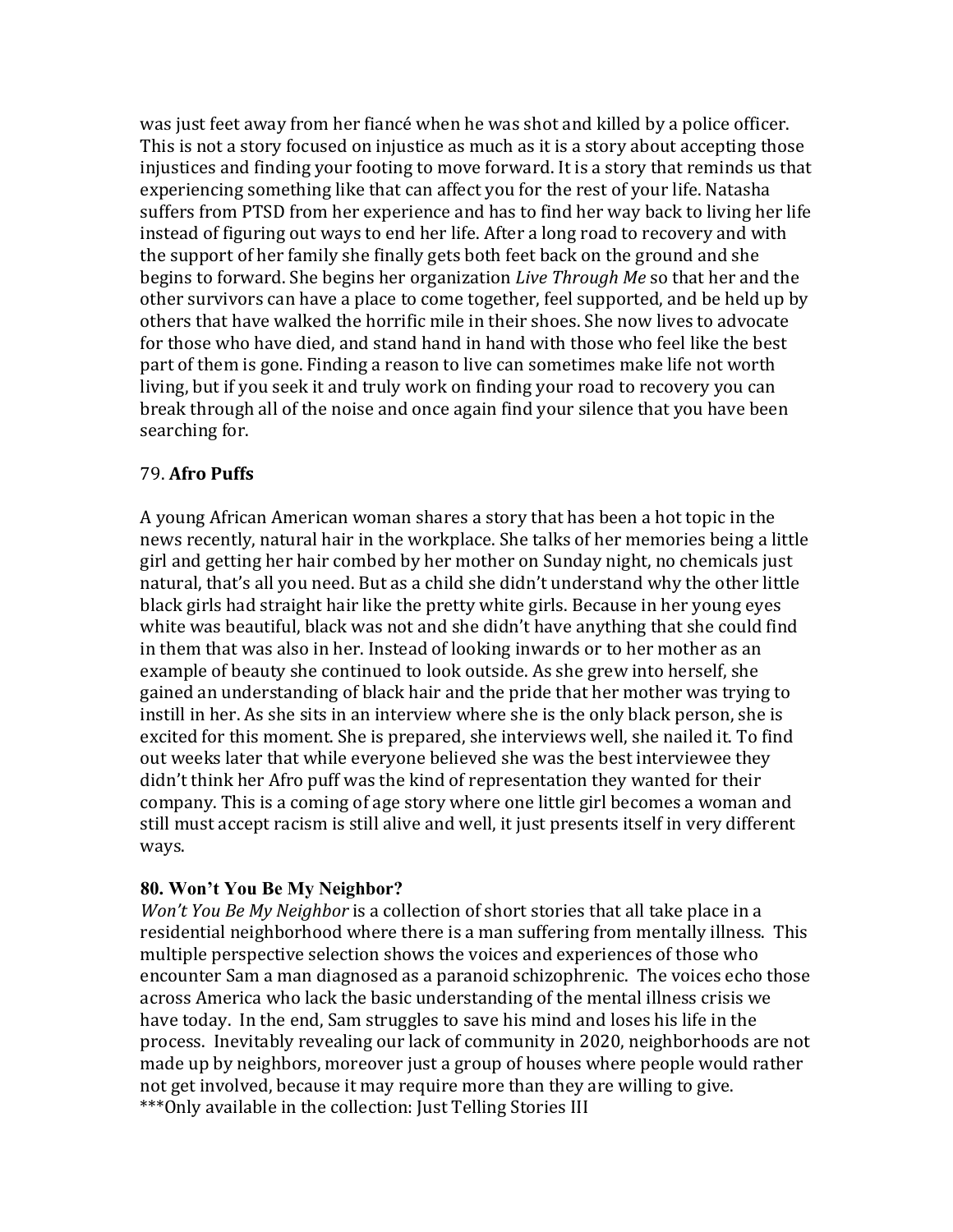was just feet away from her fiancé when he was shot and killed by a police officer. This is not a story focused on injustice as much as it is a story about accepting those injustices and finding your footing to move forward. It is a story that reminds us that experiencing something like that can affect you for the rest of your life. Natasha suffers from PTSD from her experience and has to find her way back to living her life instead of figuring out ways to end her life. After a long road to recovery and with the support of her family she finally gets both feet back on the ground and she begins to forward. She begins her organization *Live Through Me* so that her and the other survivors can have a place to come together, feel supported, and be held up by others that have walked the horrific mile in their shoes. She now lives to advocate for those who have died, and stand hand in hand with those who feel like the best part of them is gone. Finding a reason to live can sometimes make life not worth living, but if you seek it and truly work on finding your road to recovery you can break through all of the noise and once again find your silence that you have been searching for.

79. **Afro Puffs**

A young African American woman shares a story that has been a hot topic in the news recently, natural hair in the workplace. She talks of her memories being a little girl and getting her hair combed by her mother on Sunday night, no chemicals just natural, that's all you need. But as a child she didn't understand why the other little black girls had straight hair like the pretty white girls. Because in her young eyes white was beautiful, black was not and she didn't have anything that she could find in them that was also in her. Instead of looking inwards or to her mother as an example of beauty she continued to look outside. As she grew into herself, she gained an understanding of black hair and the pride that her mother was trying to instill in her. As she sits in an interview where she is the only black person, she is excited for this moment. She is prepared, she interviews well, she nailed it. To find out weeks later that while everyone believed she was the best interviewee they didn't think her Afro puff was the kind of representation they wanted for their company. This is a coming of age story where one little girl becomes a woman and still must accept racism is still alive and well, it just presents itself in very different ways.

**80. Won't You Be My Neighbor?**

*Won't You Be My Neighbor* is a collection of short stories that all take place in a residential neighborhood where there is a man suffering from mentally illness. This multiple perspective selection shows the voices and experiences of those who encounter Sam a man diagnosed as a paranoid schizophrenic. The voices echo those across America who lack the basic understanding of the mental illness crisis we have today. In the end, Sam struggles to save his mind and loses his life in the process. Inevitably revealing our lack of community in 2020, neighborhoods are not made up by neighbors, moreover just a group of houses where people would rather not get involved, because it may require more than they are willing to give.
***Only available in the collection: Just Telling Stories III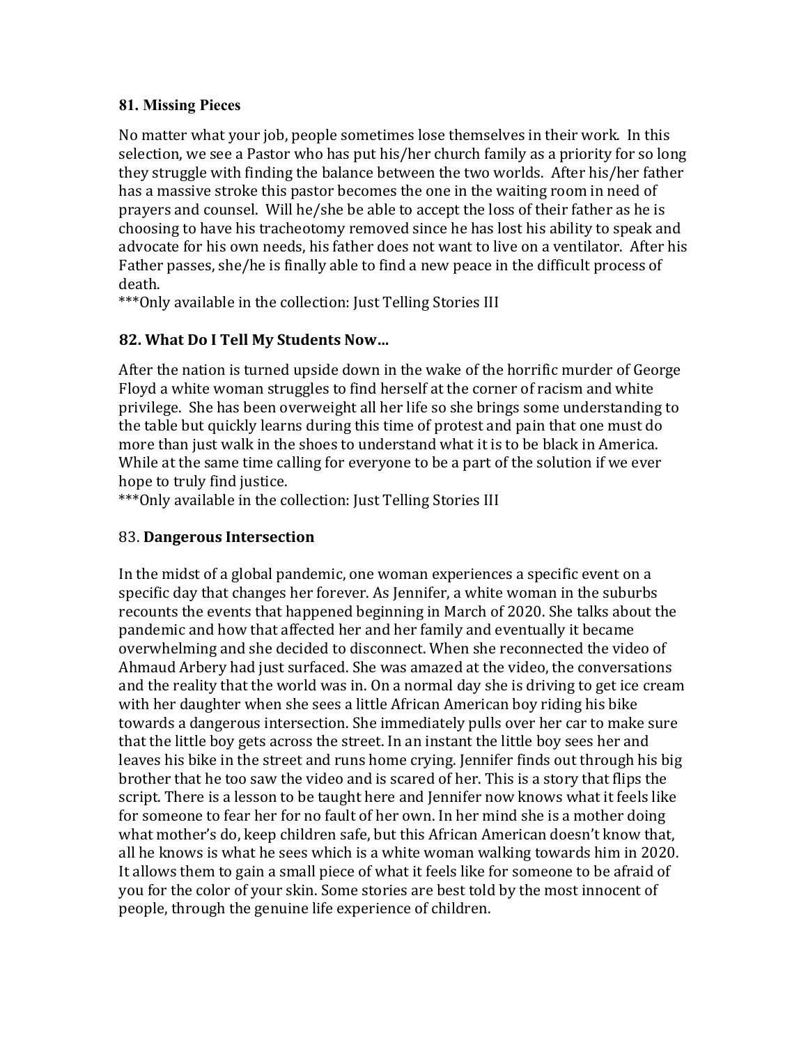**81. Missing Pieces**

No matter what your job, people sometimes lose themselves in their work. In this selection, we see a Pastor who has put his/her church family as a priority for so long they struggle with finding the balance between the two worlds. After his/her father has a massive stroke this pastor becomes the one in the waiting room in need of prayers and counsel. Will he/she be able to accept the loss of their father as he is choosing to have his tracheotomy removed since he has lost his ability to speak and advocate for his own needs, his father does not want to live on a ventilator. After his Father passes, she/he is finally able to find a new peace in the difficult process of death.
***Only available in the collection: Just Telling Stories III

**82. What Do I Tell My Students Now…**

After the nation is turned upside down in the wake of the horrific murder of George Floyd a white woman struggles to find herself at the corner of racism and white privilege. She has been overweight all her life so she brings some understanding to the table but quickly learns during this time of protest and pain that one must do more than just walk in the shoes to understand what it is to be black in America. While at the same time calling for everyone to be a part of the solution if we ever hope to truly find justice.
***Only available in the collection: Just Telling Stories III

83. **Dangerous Intersection**

In the midst of a global pandemic, one woman experiences a specific event on a specific day that changes her forever. As Jennifer, a white woman in the suburbs recounts the events that happened beginning in March of 2020. She talks about the pandemic and how that affected her and her family and eventually it became overwhelming and she decided to disconnect. When she reconnected the video of Ahmaud Arbery had just surfaced. She was amazed at the video, the conversations and the reality that the world was in. On a normal day she is driving to get ice cream with her daughter when she sees a little African American boy riding his bike towards a dangerous intersection. She immediately pulls over her car to make sure that the little boy gets across the street. In an instant the little boy sees her and leaves his bike in the street and runs home crying. Jennifer finds out through his big brother that he too saw the video and is scared of her. This is a story that flips the script. There is a lesson to be taught here and Jennifer now knows what it feels like for someone to fear her for no fault of her own. In her mind she is a mother doing what mother's do, keep children safe, but this African American doesn't know that, all he knows is what he sees which is a white woman walking towards him in 2020. It allows them to gain a small piece of what it feels like for someone to be afraid of you for the color of your skin. Some stories are best told by the most innocent of people, through the genuine life experience of children.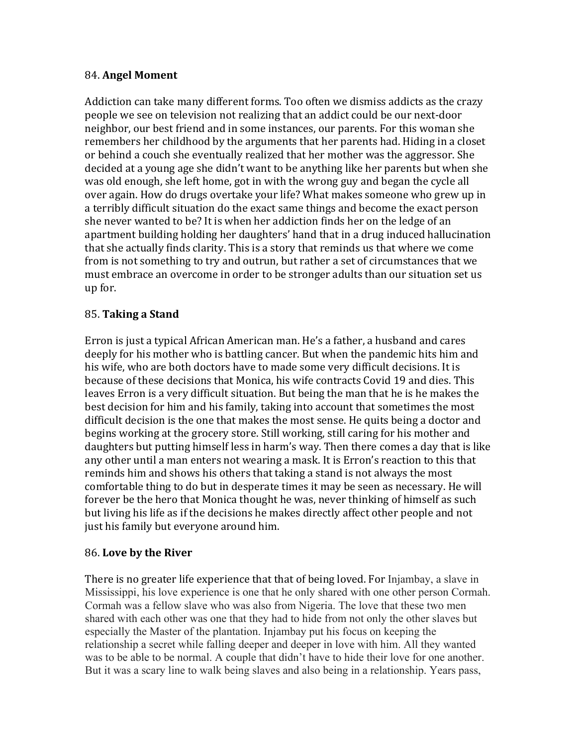84. **Angel Moment**

Addiction can take many different forms. Too often we dismiss addicts as the crazy people we see on television not realizing that an addict could be our next-door neighbor, our best friend and in some instances, our parents. For this woman she remembers her childhood by the arguments that her parents had. Hiding in a closet or behind a couch she eventually realized that her mother was the aggressor. She decided at a young age she didn't want to be anything like her parents but when she was old enough, she left home, got in with the wrong guy and began the cycle all over again. How do drugs overtake your life? What makes someone who grew up in a terribly difficult situation do the exact same things and become the exact person she never wanted to be? It is when her addiction finds her on the ledge of an apartment building holding her daughters' hand that in a drug induced hallucination that she actually finds clarity. This is a story that reminds us that where we come from is not something to try and outrun, but rather a set of circumstances that we must embrace an overcome in order to be stronger adults than our situation set us up for.

85. **Taking a Stand**

Erron is just a typical African American man. He's a father, a husband and cares deeply for his mother who is battling cancer. But when the pandemic hits him and his wife, who are both doctors have to made some very difficult decisions. It is because of these decisions that Monica, his wife contracts Covid 19 and dies. This leaves Erron is a very difficult situation. But being the man that he is he makes the best decision for him and his family, taking into account that sometimes the most difficult decision is the one that makes the most sense. He quits being a doctor and begins working at the grocery store. Still working, still caring for his mother and daughters but putting himself less in harm's way. Then there comes a day that is like any other until a man enters not wearing a mask. It is Erron's reaction to this that reminds him and shows his others that taking a stand is not always the most comfortable thing to do but in desperate times it may be seen as necessary. He will forever be the hero that Monica thought he was, never thinking of himself as such but living his life as if the decisions he makes directly affect other people and not just his family but everyone around him.

86. **Love by the River**

There is no greater life experience that that of being loved. For Injambay, a slave in Mississippi, his love experience is one that he only shared with one other person Cormah. Cormah was a fellow slave who was also from Nigeria. The love that these two men shared with each other was one that they had to hide from not only the other slaves but especially the Master of the plantation. Injambay put his focus on keeping the relationship a secret while falling deeper and deeper in love with him. All they wanted was to be able to be normal. A couple that didn't have to hide their love for one another. But it was a scary line to walk being slaves and also being in a relationship. Years pass,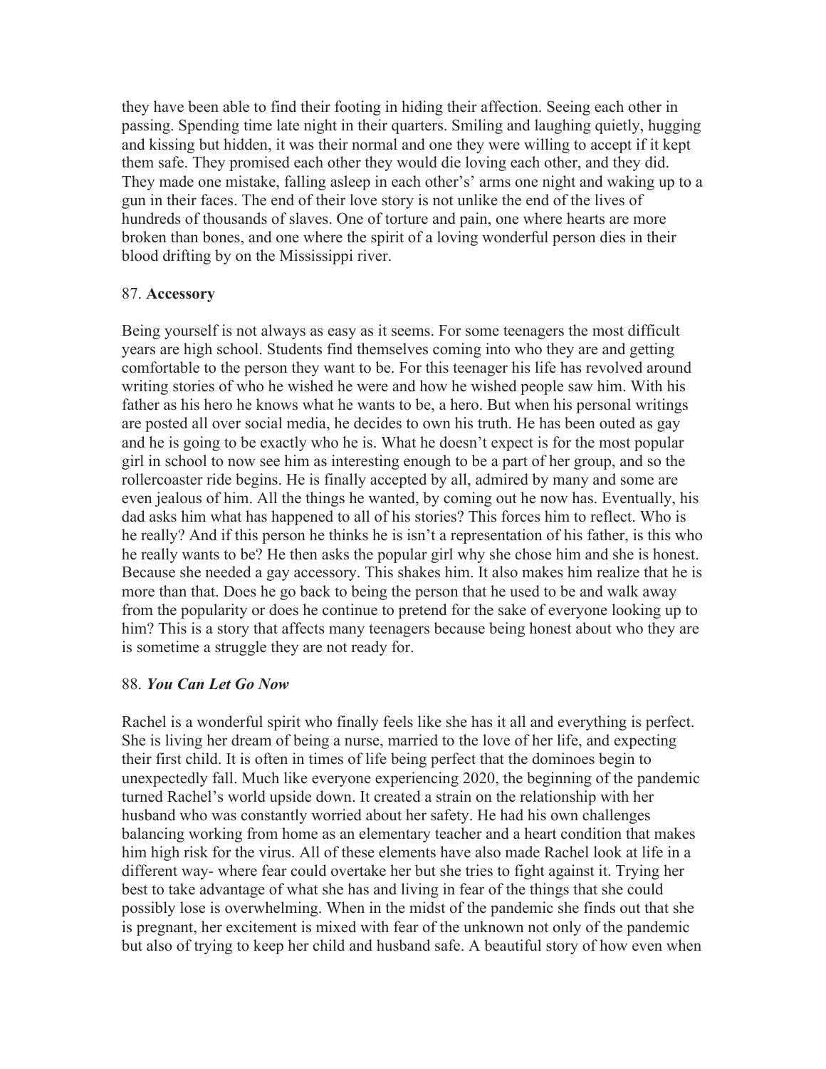they have been able to find their footing in hiding their affection. Seeing each other in passing. Spending time late night in their quarters. Smiling and laughing quietly, hugging and kissing but hidden, it was their normal and one they were willing to accept if it kept them safe. They promised each other they would die loving each other, and they did. They made one mistake, falling asleep in each other's' arms one night and waking up to a gun in their faces. The end of their love story is not unlike the end of the lives of hundreds of thousands of slaves. One of torture and pain, one where hearts are more broken than bones, and one where the spirit of a loving wonderful person dies in their blood drifting by on the Mississippi river.

87. **Accessory**

Being yourself is not always as easy as it seems. For some teenagers the most difficult years are high school. Students find themselves coming into who they are and getting comfortable to the person they want to be. For this teenager his life has revolved around writing stories of who he wished he were and how he wished people saw him. With his father as his hero he knows what he wants to be, a hero. But when his personal writings are posted all over social media, he decides to own his truth. He has been outed as gay and he is going to be exactly who he is. What he doesn't expect is for the most popular girl in school to now see him as interesting enough to be a part of her group, and so the rollercoaster ride begins. He is finally accepted by all, admired by many and some are even jealous of him. All the things he wanted, by coming out he now has. Eventually, his dad asks him what has happened to all of his stories? This forces him to reflect. Who is he really? And if this person he thinks he is isn't a representation of his father, is this who he really wants to be? He then asks the popular girl why she chose him and she is honest. Because she needed a gay accessory. This shakes him. It also makes him realize that he is more than that. Does he go back to being the person that he used to be and walk away from the popularity or does he continue to pretend for the sake of everyone looking up to him? This is a story that affects many teenagers because being honest about who they are is sometime a struggle they are not ready for.

88. ***You Can Let Go Now***

Rachel is a wonderful spirit who finally feels like she has it all and everything is perfect. She is living her dream of being a nurse, married to the love of her life, and expecting their first child. It is often in times of life being perfect that the dominoes begin to unexpectedly fall. Much like everyone experiencing 2020, the beginning of the pandemic turned Rachel's world upside down. It created a strain on the relationship with her husband who was constantly worried about her safety. He had his own challenges balancing working from home as an elementary teacher and a heart condition that makes him high risk for the virus. All of these elements have also made Rachel look at life in a different way- where fear could overtake her but she tries to fight against it. Trying her best to take advantage of what she has and living in fear of the things that she could possibly lose is overwhelming. When in the midst of the pandemic she finds out that she is pregnant, her excitement is mixed with fear of the unknown not only of the pandemic but also of trying to keep her child and husband safe. A beautiful story of how even when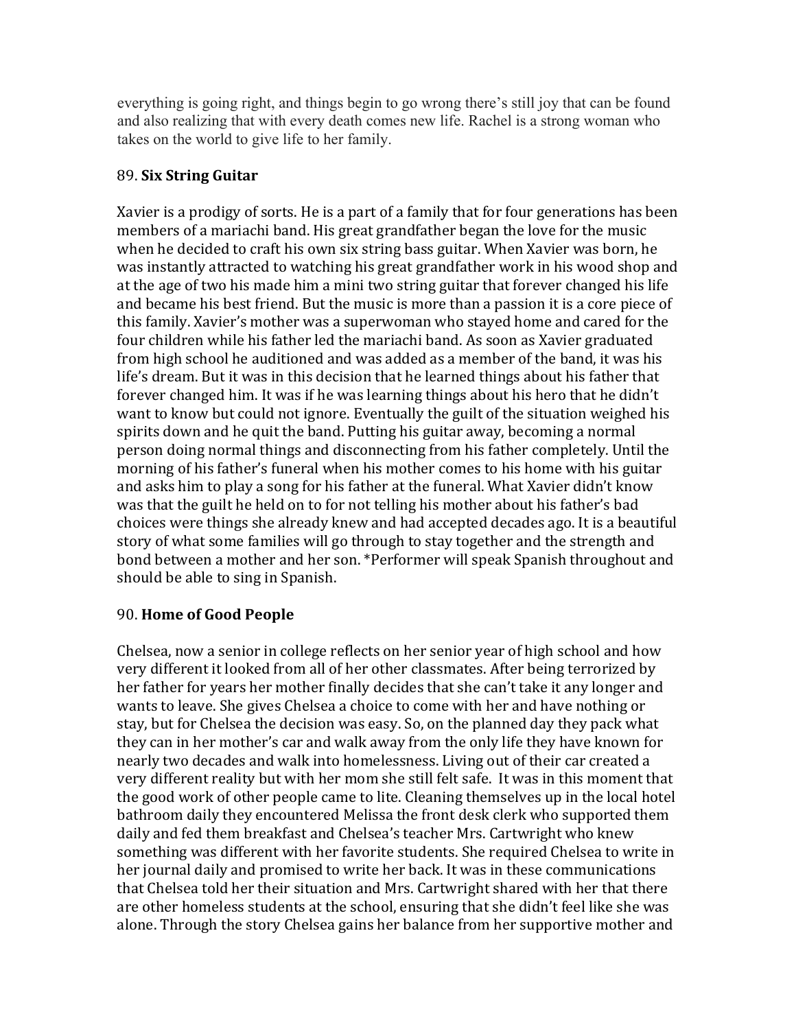everything is going right, and things begin to go wrong there's still joy that can be found and also realizing that with every death comes new life. Rachel is a strong woman who takes on the world to give life to her family.

89. **Six String Guitar**

Xavier is a prodigy of sorts. He is a part of a family that for four generations has been members of a mariachi band. His great grandfather began the love for the music when he decided to craft his own six string bass guitar. When Xavier was born, he was instantly attracted to watching his great grandfather work in his wood shop and at the age of two his made him a mini two string guitar that forever changed his life and became his best friend. But the music is more than a passion it is a core piece of this family. Xavier's mother was a superwoman who stayed home and cared for the four children while his father led the mariachi band. As soon as Xavier graduated from high school he auditioned and was added as a member of the band, it was his life's dream. But it was in this decision that he learned things about his father that forever changed him. It was if he was learning things about his hero that he didn't want to know but could not ignore. Eventually the guilt of the situation weighed his spirits down and he quit the band. Putting his guitar away, becoming a normal person doing normal things and disconnecting from his father completely. Until the morning of his father's funeral when his mother comes to his home with his guitar and asks him to play a song for his father at the funeral. What Xavier didn't know was that the guilt he held on to for not telling his mother about his father's bad choices were things she already knew and had accepted decades ago. It is a beautiful story of what some families will go through to stay together and the strength and bond between a mother and her son. *Performer will speak Spanish throughout and should be able to sing in Spanish.

90. **Home of Good People**

Chelsea, now a senior in college reflects on her senior year of high school and how very different it looked from all of her other classmates. After being terrorized by her father for years her mother finally decides that she can't take it any longer and wants to leave. She gives Chelsea a choice to come with her and have nothing or stay, but for Chelsea the decision was easy. So, on the planned day they pack what they can in her mother's car and walk away from the only life they have known for nearly two decades and walk into homelessness. Living out of their car created a very different reality but with her mom she still felt safe. It was in this moment that the good work of other people came to lite. Cleaning themselves up in the local hotel bathroom daily they encountered Melissa the front desk clerk who supported them daily and fed them breakfast and Chelsea's teacher Mrs. Cartwright who knew something was different with her favorite students. She required Chelsea to write in her journal daily and promised to write her back. It was in these communications that Chelsea told her their situation and Mrs. Cartwright shared with her that there are other homeless students at the school, ensuring that she didn't feel like she was alone. Through the story Chelsea gains her balance from her supportive mother and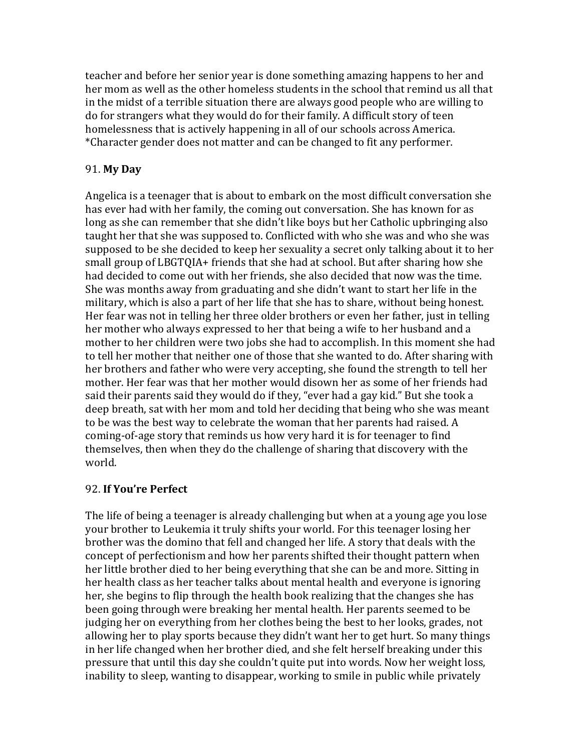teacher and before her senior year is done something amazing happens to her and her mom as well as the other homeless students in the school that remind us all that in the midst of a terrible situation there are always good people who are willing to do for strangers what they would do for their family. A difficult story of teen homelessness that is actively happening in all of our schools across America. *Character gender does not matter and can be changed to fit any performer.

91. **My Day**

Angelica is a teenager that is about to embark on the most difficult conversation she has ever had with her family, the coming out conversation. She has known for as long as she can remember that she didn't like boys but her Catholic upbringing also taught her that she was supposed to. Conflicted with who she was and who she was supposed to be she decided to keep her sexuality a secret only talking about it to her small group of LBGTQIA+ friends that she had at school. But after sharing how she had decided to come out with her friends, she also decided that now was the time. She was months away from graduating and she didn't want to start her life in the military, which is also a part of her life that she has to share, without being honest. Her fear was not in telling her three older brothers or even her father, just in telling her mother who always expressed to her that being a wife to her husband and a mother to her children were two jobs she had to accomplish. In this moment she had to tell her mother that neither one of those that she wanted to do. After sharing with her brothers and father who were very accepting, she found the strength to tell her mother. Her fear was that her mother would disown her as some of her friends had said their parents said they would do if they, "ever had a gay kid." But she took a deep breath, sat with her mom and told her deciding that being who she was meant to be was the best way to celebrate the woman that her parents had raised. A coming-of-age story that reminds us how very hard it is for teenager to find themselves, then when they do the challenge of sharing that discovery with the world.

92. **If You're Perfect**

The life of being a teenager is already challenging but when at a young age you lose your brother to Leukemia it truly shifts your world. For this teenager losing her brother was the domino that fell and changed her life. A story that deals with the concept of perfectionism and how her parents shifted their thought pattern when her little brother died to her being everything that she can be and more. Sitting in her health class as her teacher talks about mental health and everyone is ignoring her, she begins to flip through the health book realizing that the changes she has been going through were breaking her mental health. Her parents seemed to be judging her on everything from her clothes being the best to her looks, grades, not allowing her to play sports because they didn't want her to get hurt. So many things in her life changed when her brother died, and she felt herself breaking under this pressure that until this day she couldn't quite put into words. Now her weight loss, inability to sleep, wanting to disappear, working to smile in public while privately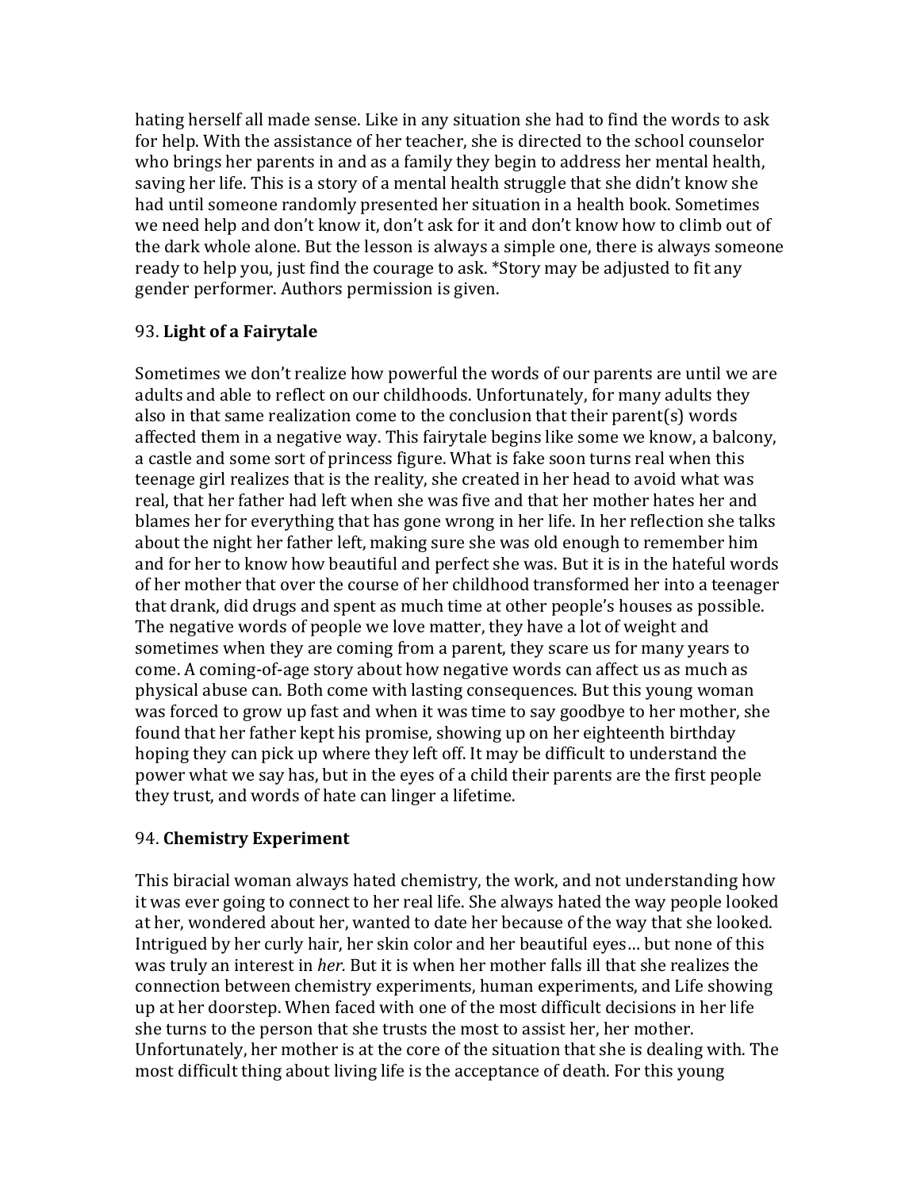hating herself all made sense. Like in any situation she had to find the words to ask for help. With the assistance of her teacher, she is directed to the school counselor who brings her parents in and as a family they begin to address her mental health, saving her life. This is a story of a mental health struggle that she didn't know she had until someone randomly presented her situation in a health book. Sometimes we need help and don't know it, don't ask for it and don't know how to climb out of the dark whole alone. But the lesson is always a simple one, there is always someone ready to help you, just find the courage to ask. *Story may be adjusted to fit any gender performer. Authors permission is given.

93. **Light of a Fairytale**

Sometimes we don't realize how powerful the words of our parents are until we are adults and able to reflect on our childhoods. Unfortunately, for many adults they also in that same realization come to the conclusion that their parent(s) words affected them in a negative way. This fairytale begins like some we know, a balcony, a castle and some sort of princess figure. What is fake soon turns real when this teenage girl realizes that is the reality, she created in her head to avoid what was real, that her father had left when she was five and that her mother hates her and blames her for everything that has gone wrong in her life. In her reflection she talks about the night her father left, making sure she was old enough to remember him and for her to know how beautiful and perfect she was. But it is in the hateful words of her mother that over the course of her childhood transformed her into a teenager that drank, did drugs and spent as much time at other people's houses as possible. The negative words of people we love matter, they have a lot of weight and sometimes when they are coming from a parent, they scare us for many years to come. A coming-of-age story about how negative words can affect us as much as physical abuse can. Both come with lasting consequences. But this young woman was forced to grow up fast and when it was time to say goodbye to her mother, she found that her father kept his promise, showing up on her eighteenth birthday hoping they can pick up where they left off. It may be difficult to understand the power what we say has, but in the eyes of a child their parents are the first people they trust, and words of hate can linger a lifetime.

94. **Chemistry Experiment**

This biracial woman always hated chemistry, the work, and not understanding how it was ever going to connect to her real life. She always hated the way people looked at her, wondered about her, wanted to date her because of the way that she looked. Intrigued by her curly hair, her skin color and her beautiful eyes… but none of this was truly an interest in *her.* But it is when her mother falls ill that she realizes the connection between chemistry experiments, human experiments, and Life showing up at her doorstep. When faced with one of the most difficult decisions in her life she turns to the person that she trusts the most to assist her, her mother. Unfortunately, her mother is at the core of the situation that she is dealing with. The most difficult thing about living life is the acceptance of death. For this young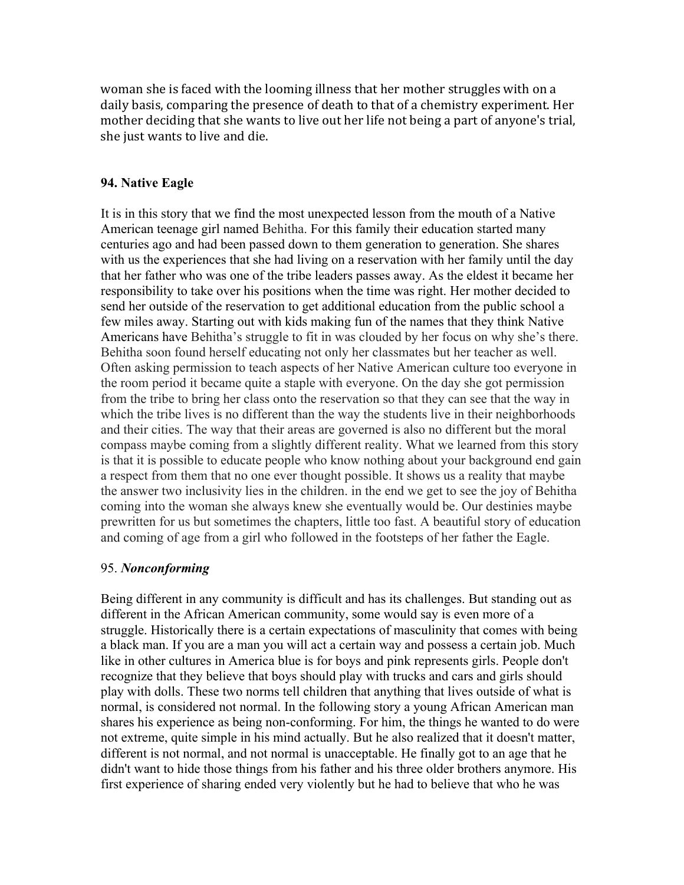woman she is faced with the looming illness that her mother struggles with on a daily basis, comparing the presence of death to that of a chemistry experiment. Her mother deciding that she wants to live out her life not being a part of anyone's trial, she just wants to live and die.

**94. Native Eagle**

It is in this story that we find the most unexpected lesson from the mouth of a Native American teenage girl named Behitha. For this family their education started many centuries ago and had been passed down to them generation to generation. She shares with us the experiences that she had living on a reservation with her family until the day that her father who was one of the tribe leaders passes away. As the eldest it became her responsibility to take over his positions when the time was right. Her mother decided to send her outside of the reservation to get additional education from the public school a few miles away. Starting out with kids making fun of the names that they think Native Americans have Behitha's struggle to fit in was clouded by her focus on why she's there. Behitha soon found herself educating not only her classmates but her teacher as well. Often asking permission to teach aspects of her Native American culture too everyone in the room period it became quite a staple with everyone. On the day she got permission from the tribe to bring her class onto the reservation so that they can see that the way in which the tribe lives is no different than the way the students live in their neighborhoods and their cities. The way that their areas are governed is also no different but the moral compass maybe coming from a slightly different reality. What we learned from this story is that it is possible to educate people who know nothing about your background end gain a respect from them that no one ever thought possible. It shows us a reality that maybe the answer two inclusivity lies in the children. in the end we get to see the joy of Behitha coming into the woman she always knew she eventually would be. Our destinies maybe prewritten for us but sometimes the chapters, little too fast. A beautiful story of education and coming of age from a girl who followed in the footsteps of her father the Eagle.

95. ***Nonconforming***

Being different in any community is difficult and has its challenges. But standing out as different in the African American community, some would say is even more of a struggle. Historically there is a certain expectations of masculinity that comes with being a black man. If you are a man you will act a certain way and possess a certain job. Much like in other cultures in America blue is for boys and pink represents girls. People don't recognize that they believe that boys should play with trucks and cars and girls should play with dolls. These two norms tell children that anything that lives outside of what is normal, is considered not normal. In the following story a young African American man shares his experience as being non-conforming. For him, the things he wanted to do were not extreme, quite simple in his mind actually. But he also realized that it doesn't matter, different is not normal, and not normal is unacceptable. He finally got to an age that he didn't want to hide those things from his father and his three older brothers anymore. His first experience of sharing ended very violently but he had to believe that who he was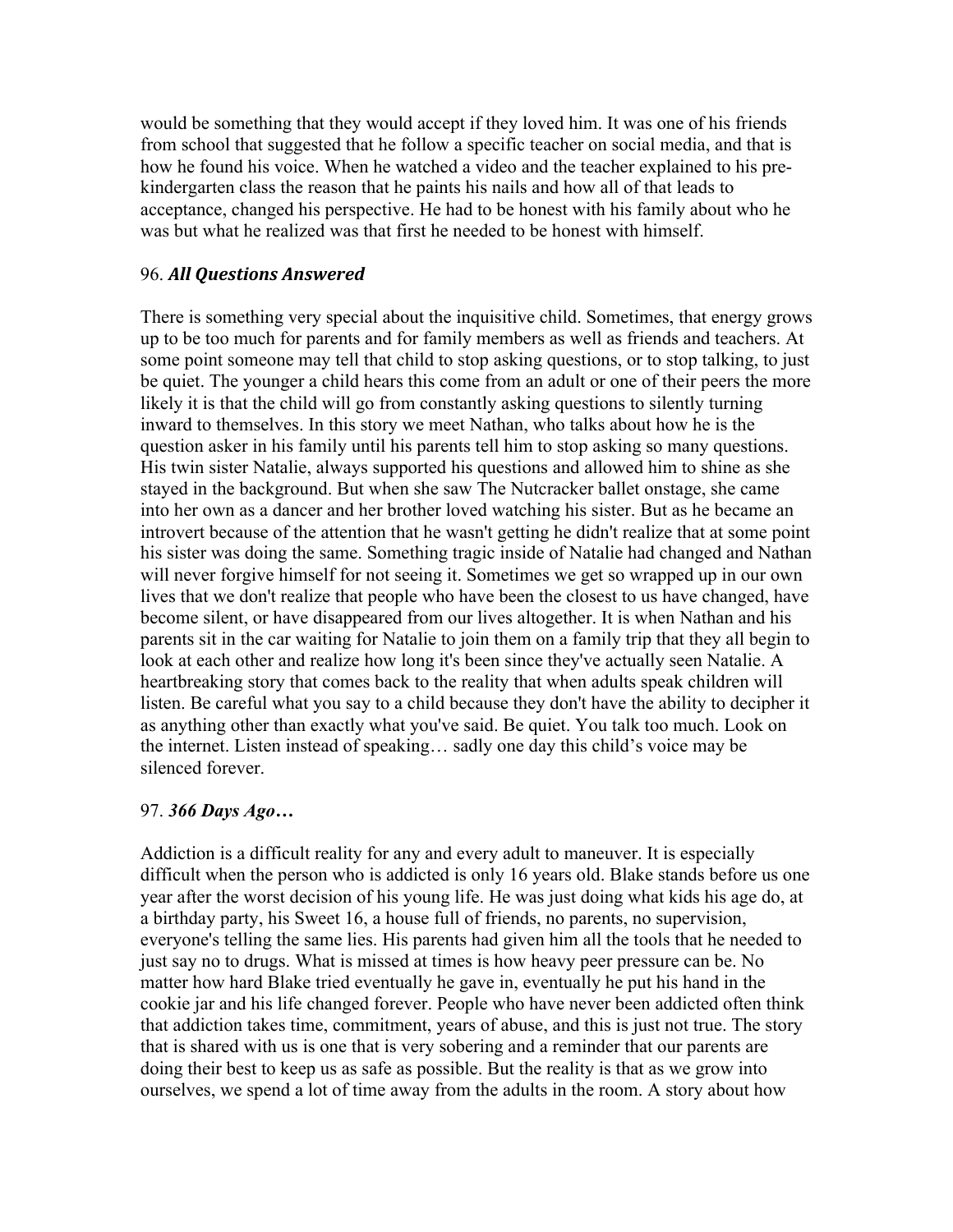would be something that they would accept if they loved him. It was one of his friends from school that suggested that he follow a specific teacher on social media, and that is how he found his voice. When he watched a video and the teacher explained to his pre-kindergarten class the reason that he paints his nails and how all of that leads to acceptance, changed his perspective. He had to be honest with his family about who he was but what he realized was that first he needed to be honest with himself.

### 96. ***All Questions Answered***

There is something very special about the inquisitive child. Sometimes, that energy grows up to be too much for parents and for family members as well as friends and teachers. At some point someone may tell that child to stop asking questions, or to stop talking, to just be quiet. The younger a child hears this come from an adult or one of their peers the more likely it is that the child will go from constantly asking questions to silently turning inward to themselves. In this story we meet Nathan, who talks about how he is the question asker in his family until his parents tell him to stop asking so many questions. His twin sister Natalie, always supported his questions and allowed him to shine as she stayed in the background. But when she saw The Nutcracker ballet onstage, she came into her own as a dancer and her brother loved watching his sister. But as he became an introvert because of the attention that he wasn't getting he didn't realize that at some point his sister was doing the same. Something tragic inside of Natalie had changed and Nathan will never forgive himself for not seeing it. Sometimes we get so wrapped up in our own lives that we don't realize that people who have been the closest to us have changed, have become silent, or have disappeared from our lives altogether. It is when Nathan and his parents sit in the car waiting for Natalie to join them on a family trip that they all begin to look at each other and realize how long it's been since they've actually seen Natalie. A heartbreaking story that comes back to the reality that when adults speak children will listen. Be careful what you say to a child because they don't have the ability to decipher it as anything other than exactly what you've said. Be quiet. You talk too much. Look on the internet. Listen instead of speaking… sadly one day this child's voice may be silenced forever.

### 97. ***366 Days Ago…***

Addiction is a difficult reality for any and every adult to maneuver. It is especially difficult when the person who is addicted is only 16 years old. Blake stands before us one year after the worst decision of his young life. He was just doing what kids his age do, at a birthday party, his Sweet 16, a house full of friends, no parents, no supervision, everyone's telling the same lies. His parents had given him all the tools that he needed to just say no to drugs. What is missed at times is how heavy peer pressure can be. No matter how hard Blake tried eventually he gave in, eventually he put his hand in the cookie jar and his life changed forever. People who have never been addicted often think that addiction takes time, commitment, years of abuse, and this is just not true. The story that is shared with us is one that is very sobering and a reminder that our parents are doing their best to keep us as safe as possible. But the reality is that as we grow into ourselves, we spend a lot of time away from the adults in the room. A story about how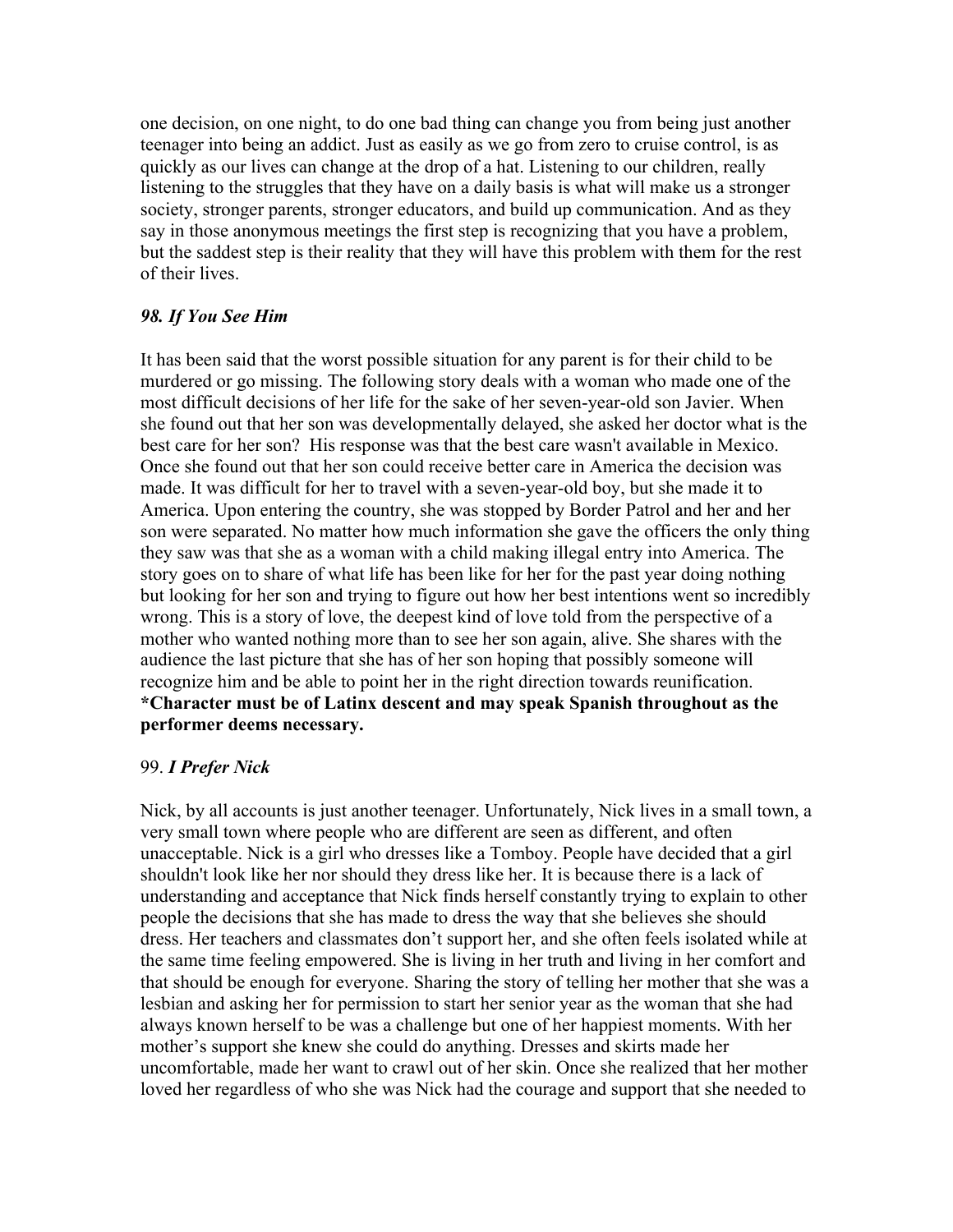one decision, on one night, to do one bad thing can change you from being just another teenager into being an addict. Just as easily as we go from zero to cruise control, is as quickly as our lives can change at the drop of a hat. Listening to our children, really listening to the struggles that they have on a daily basis is what will make us a stronger society, stronger parents, stronger educators, and build up communication. And as they say in those anonymous meetings the first step is recognizing that you have a problem, but the saddest step is their reality that they will have this problem with them for the rest of their lives.

### *98. If You See Him*

It has been said that the worst possible situation for any parent is for their child to be murdered or go missing. The following story deals with a woman who made one of the most difficult decisions of her life for the sake of her seven-year-old son Javier. When she found out that her son was developmentally delayed, she asked her doctor what is the best care for her son? His response was that the best care wasn't available in Mexico. Once she found out that her son could receive better care in America the decision was made. It was difficult for her to travel with a seven-year-old boy, but she made it to America. Upon entering the country, she was stopped by Border Patrol and her and her son were separated. No matter how much information she gave the officers the only thing they saw was that she as a woman with a child making illegal entry into America. The story goes on to share of what life has been like for her for the past year doing nothing but looking for her son and trying to figure out how her best intentions went so incredibly wrong. This is a story of love, the deepest kind of love told from the perspective of a mother who wanted nothing more than to see her son again, alive. She shares with the audience the last picture that she has of her son hoping that possibly someone will recognize him and be able to point her in the right direction towards reunification.
**\*Character must be of Latinx descent and may speak Spanish throughout as the performer deems necessary.**

### 99. *I Prefer Nick*

Nick, by all accounts is just another teenager. Unfortunately, Nick lives in a small town, a very small town where people who are different are seen as different, and often unacceptable. Nick is a girl who dresses like a Tomboy. People have decided that a girl shouldn't look like her nor should they dress like her. It is because there is a lack of understanding and acceptance that Nick finds herself constantly trying to explain to other people the decisions that she has made to dress the way that she believes she should dress. Her teachers and classmates don't support her, and she often feels isolated while at the same time feeling empowered. She is living in her truth and living in her comfort and that should be enough for everyone. Sharing the story of telling her mother that she was a lesbian and asking her for permission to start her senior year as the woman that she had always known herself to be was a challenge but one of her happiest moments. With her mother's support she knew she could do anything. Dresses and skirts made her uncomfortable, made her want to crawl out of her skin. Once she realized that her mother loved her regardless of who she was Nick had the courage and support that she needed to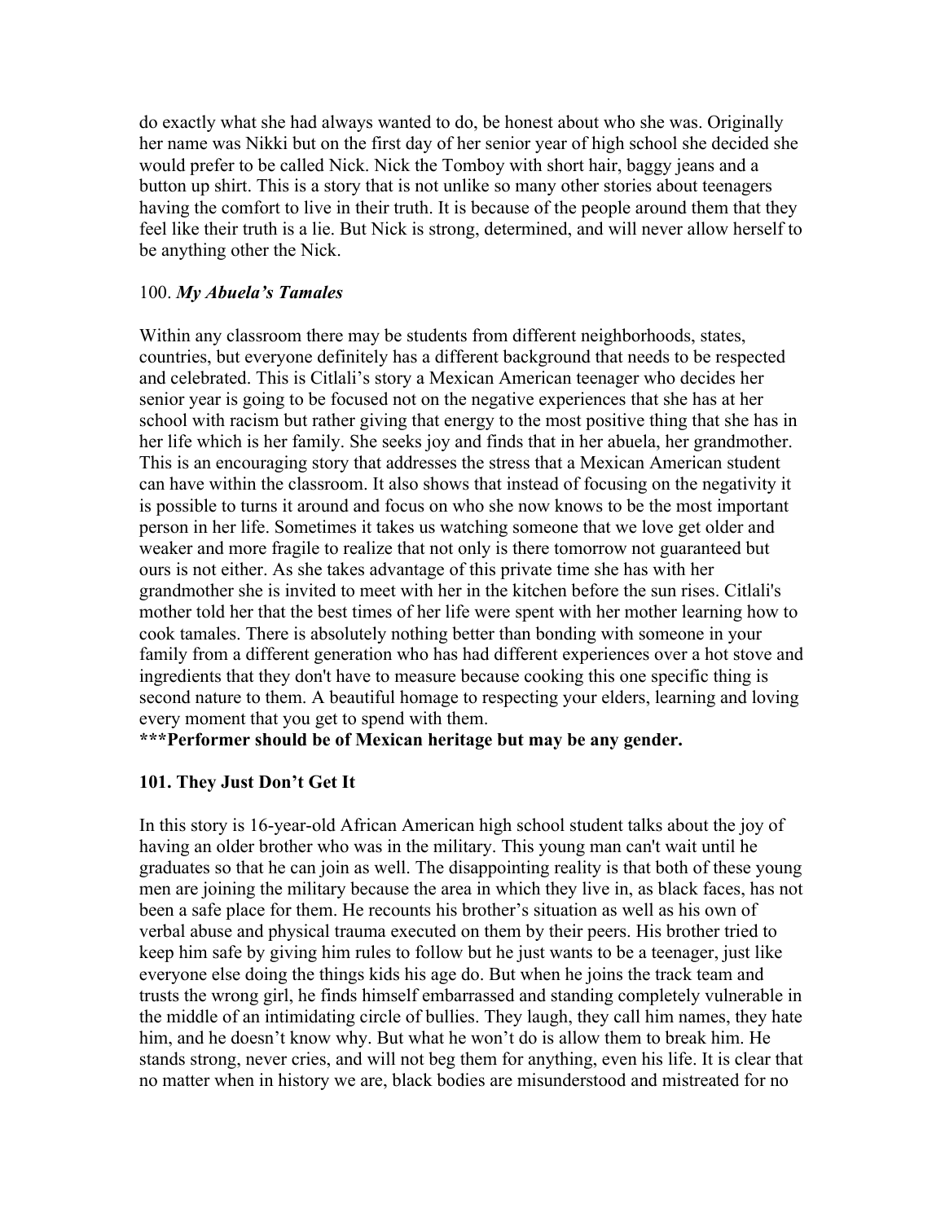do exactly what she had always wanted to do, be honest about who she was. Originally her name was Nikki but on the first day of her senior year of high school she decided she would prefer to be called Nick. Nick the Tomboy with short hair, baggy jeans and a button up shirt. This is a story that is not unlike so many other stories about teenagers having the comfort to live in their truth. It is because of the people around them that they feel like their truth is a lie. But Nick is strong, determined, and will never allow herself to be anything other the Nick.

100. ***My Abuela's Tamales***

Within any classroom there may be students from different neighborhoods, states, countries, but everyone definitely has a different background that needs to be respected and celebrated. This is Citlali's story a Mexican American teenager who decides her senior year is going to be focused not on the negative experiences that she has at her school with racism but rather giving that energy to the most positive thing that she has in her life which is her family. She seeks joy and finds that in her abuela, her grandmother. This is an encouraging story that addresses the stress that a Mexican American student can have within the classroom. It also shows that instead of focusing on the negativity it is possible to turns it around and focus on who she now knows to be the most important person in her life. Sometimes it takes us watching someone that we love get older and weaker and more fragile to realize that not only is there tomorrow not guaranteed but ours is not either. As she takes advantage of this private time she has with her grandmother she is invited to meet with her in the kitchen before the sun rises. Citlali's mother told her that the best times of her life were spent with her mother learning how to cook tamales. There is absolutely nothing better than bonding with someone in your family from a different generation who has had different experiences over a hot stove and ingredients that they don't have to measure because cooking this one specific thing is second nature to them. A beautiful homage to respecting your elders, learning and loving every moment that you get to spend with them.
**\*\*\*Performer should be of Mexican heritage but may be any gender.**

**101. They Just Don't Get It**

In this story is 16-year-old African American high school student talks about the joy of having an older brother who was in the military. This young man can't wait until he graduates so that he can join as well. The disappointing reality is that both of these young men are joining the military because the area in which they live in, as black faces, has not been a safe place for them. He recounts his brother's situation as well as his own of verbal abuse and physical trauma executed on them by their peers. His brother tried to keep him safe by giving him rules to follow but he just wants to be a teenager, just like everyone else doing the things kids his age do. But when he joins the track team and trusts the wrong girl, he finds himself embarrassed and standing completely vulnerable in the middle of an intimidating circle of bullies. They laugh, they call him names, they hate him, and he doesn't know why. But what he won't do is allow them to break him. He stands strong, never cries, and will not beg them for anything, even his life. It is clear that no matter when in history we are, black bodies are misunderstood and mistreated for no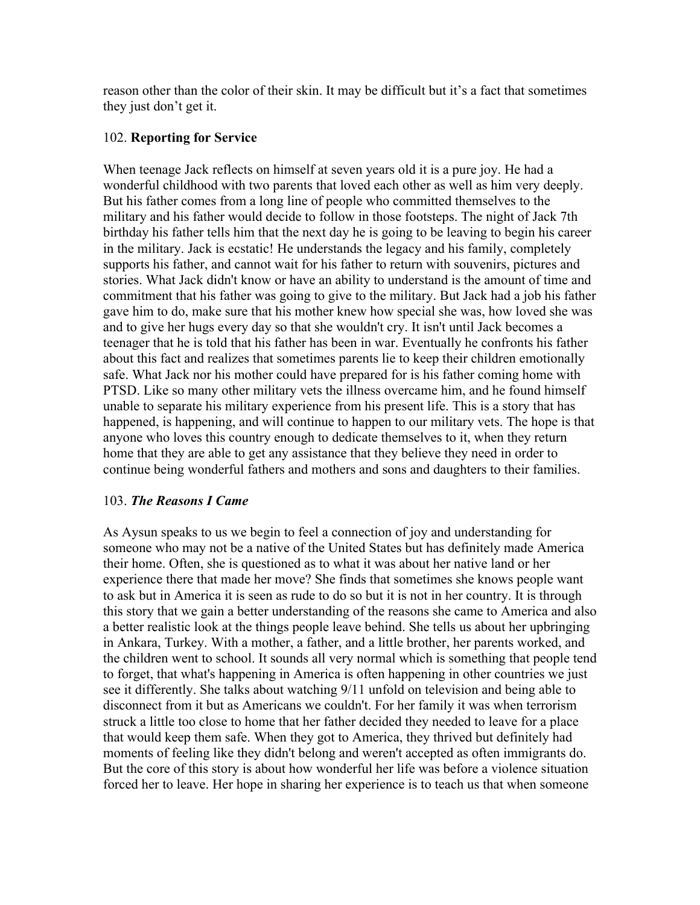reason other than the color of their skin. It may be difficult but it’s a fact that sometimes they just don’t get it.

102. **Reporting for Service**

When teenage Jack reflects on himself at seven years old it is a pure joy. He had a wonderful childhood with two parents that loved each other as well as him very deeply. But his father comes from a long line of people who committed themselves to the military and his father would decide to follow in those footsteps. The night of Jack 7th birthday his father tells him that the next day he is going to be leaving to begin his career in the military. Jack is ecstatic! He understands the legacy and his family, completely supports his father, and cannot wait for his father to return with souvenirs, pictures and stories. What Jack didn't know or have an ability to understand is the amount of time and commitment that his father was going to give to the military. But Jack had a job his father gave him to do, make sure that his mother knew how special she was, how loved she was and to give her hugs every day so that she wouldn't cry. It isn't until Jack becomes a teenager that he is told that his father has been in war. Eventually he confronts his father about this fact and realizes that sometimes parents lie to keep their children emotionally safe. What Jack nor his mother could have prepared for is his father coming home with PTSD. Like so many other military vets the illness overcame him, and he found himself unable to separate his military experience from his present life. This is a story that has happened, is happening, and will continue to happen to our military vets. The hope is that anyone who loves this country enough to dedicate themselves to it, when they return home that they are able to get any assistance that they believe they need in order to continue being wonderful fathers and mothers and sons and daughters to their families.

103. ***The Reasons I Came***

As Aysun speaks to us we begin to feel a connection of joy and understanding for someone who may not be a native of the United States but has definitely made America their home. Often, she is questioned as to what it was about her native land or her experience there that made her move? She finds that sometimes she knows people want to ask but in America it is seen as rude to do so but it is not in her country. It is through this story that we gain a better understanding of the reasons she came to America and also a better realistic look at the things people leave behind. She tells us about her upbringing in Ankara, Turkey. With a mother, a father, and a little brother, her parents worked, and the children went to school. It sounds all very normal which is something that people tend to forget, that what's happening in America is often happening in other countries we just see it differently. She talks about watching 9/11 unfold on television and being able to disconnect from it but as Americans we couldn't. For her family it was when terrorism struck a little too close to home that her father decided they needed to leave for a place that would keep them safe. When they got to America, they thrived but definitely had moments of feeling like they didn't belong and weren't accepted as often immigrants do. But the core of this story is about how wonderful her life was before a violence situation forced her to leave. Her hope in sharing her experience is to teach us that when someone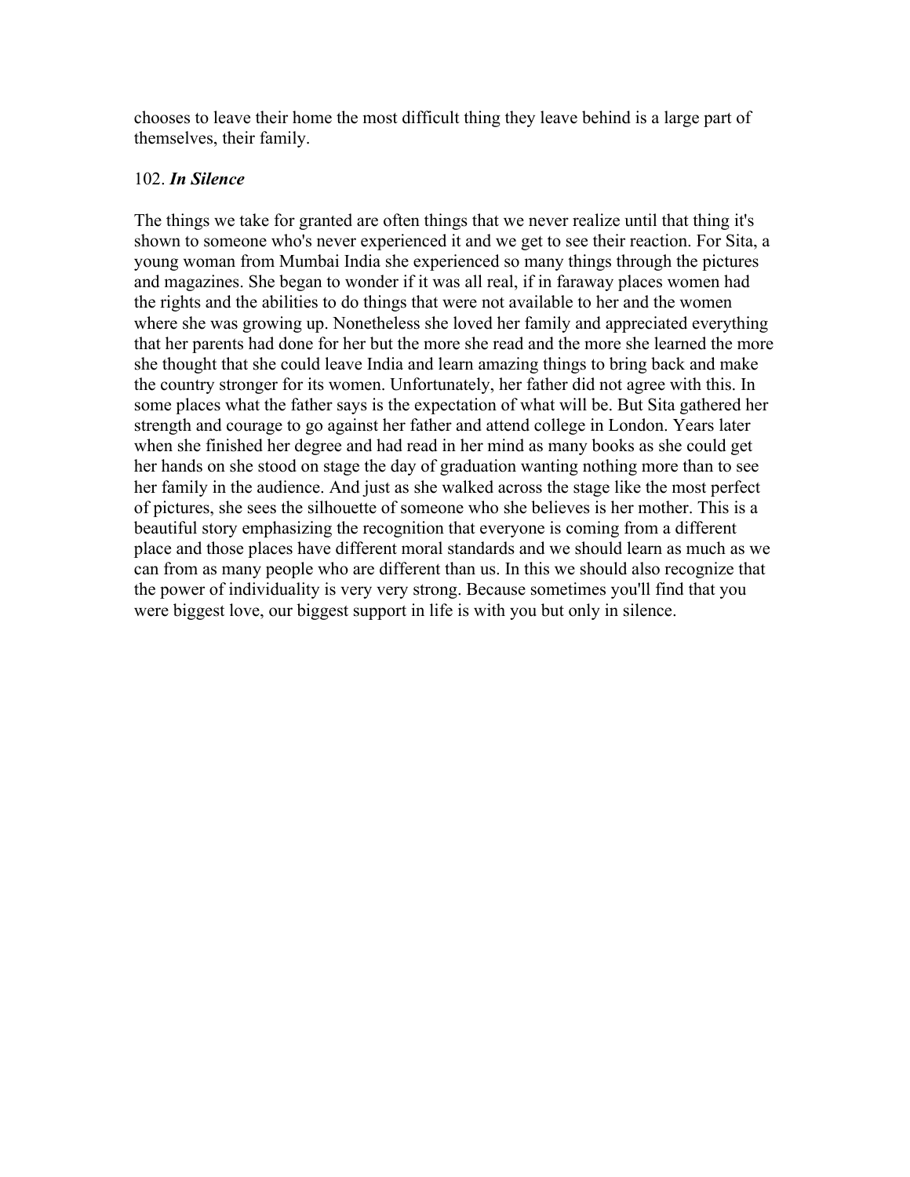chooses to leave their home the most difficult thing they leave behind is a large part of themselves, their family.

102. ***In Silence***

The things we take for granted are often things that we never realize until that thing it's shown to someone who's never experienced it and we get to see their reaction. For Sita, a young woman from Mumbai India she experienced so many things through the pictures and magazines. She began to wonder if it was all real, if in faraway places women had the rights and the abilities to do things that were not available to her and the women where she was growing up. Nonetheless she loved her family and appreciated everything that her parents had done for her but the more she read and the more she learned the more she thought that she could leave India and learn amazing things to bring back and make the country stronger for its women. Unfortunately, her father did not agree with this. In some places what the father says is the expectation of what will be. But Sita gathered her strength and courage to go against her father and attend college in London. Years later when she finished her degree and had read in her mind as many books as she could get her hands on she stood on stage the day of graduation wanting nothing more than to see her family in the audience. And just as she walked across the stage like the most perfect of pictures, she sees the silhouette of someone who she believes is her mother. This is a beautiful story emphasizing the recognition that everyone is coming from a different place and those places have different moral standards and we should learn as much as we can from as many people who are different than us. In this we should also recognize that the power of individuality is very very strong. Because sometimes you'll find that you were biggest love, our biggest support in life is with you but only in silence.